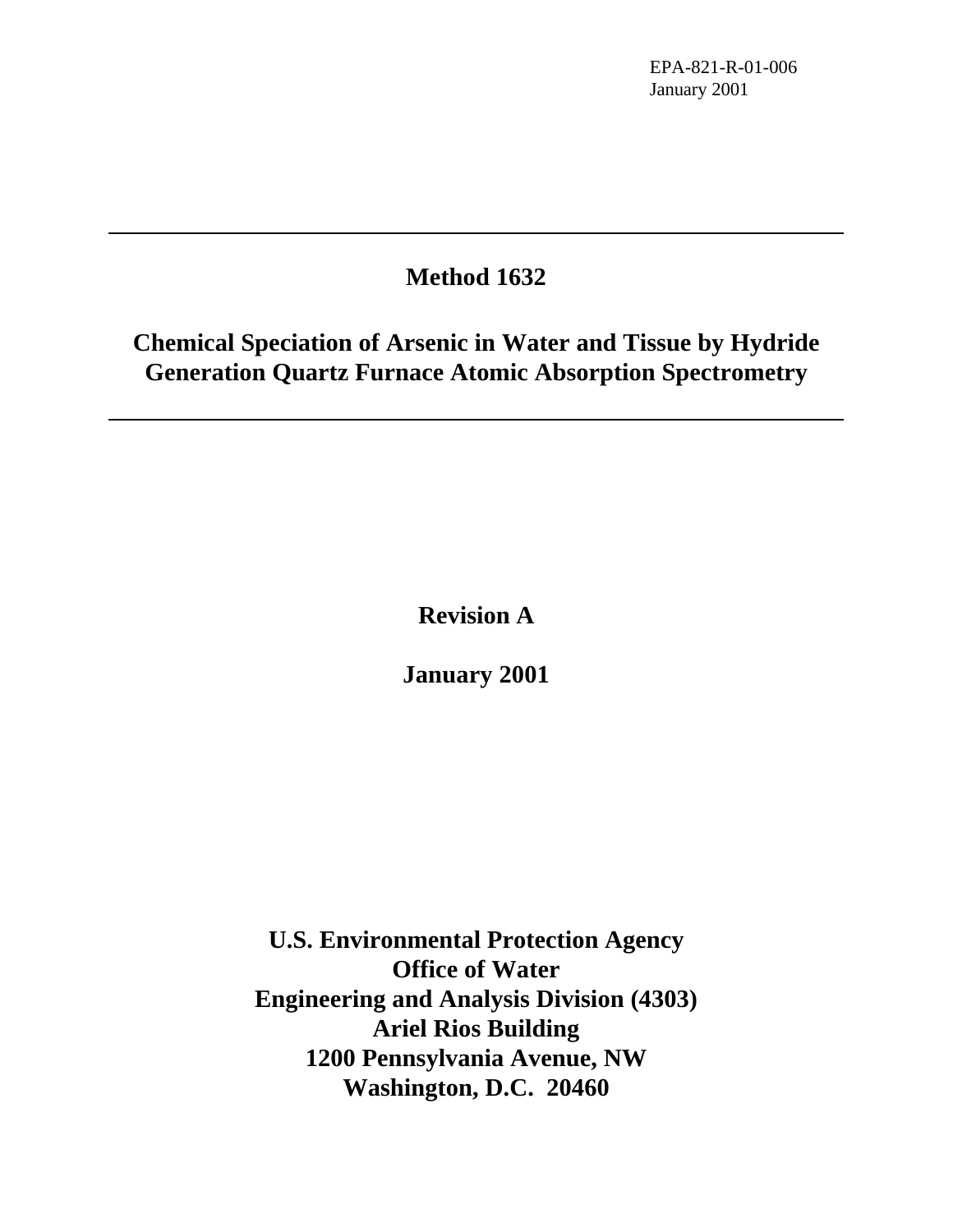EPA-821-R-01-006
January 2001

---

# Method 1632

## Chemical Speciation of Arsenic in Water and Tissue by Hydride Generation Quartz Furnace Atomic Absorption Spectrometry

---

**Revision A**

**January 2001**

**U.S. Environmental Protection Agency**
**Office of Water**
**Engineering and Analysis Division (4303)**
**Ariel Rios Building**
**1200 Pennsylvania Avenue, NW**
**Washington, D.C. 20460**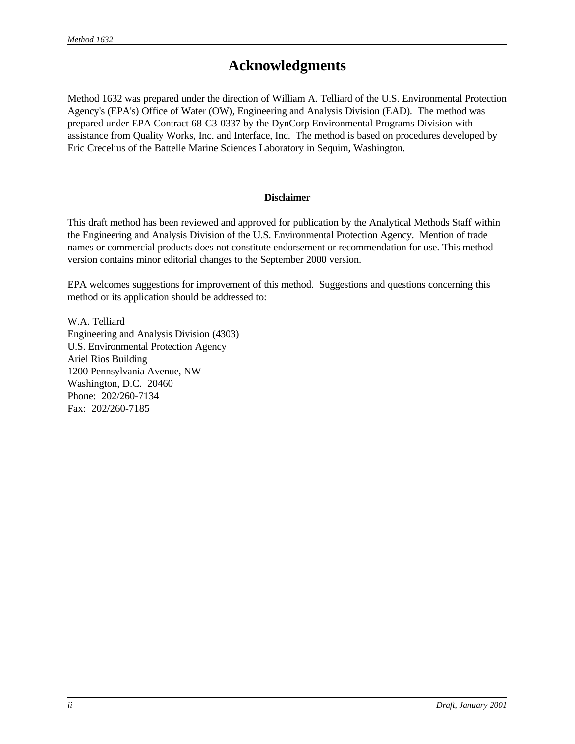# Acknowledgments

Method 1632 was prepared under the direction of William A. Telliard of the U.S. Environmental Protection Agency's (EPA's) Office of Water (OW), Engineering and Analysis Division (EAD). The method was prepared under EPA Contract 68-C3-0337 by the DynCorp Environmental Programs Division with assistance from Quality Works, Inc. and Interface, Inc. The method is based on procedures developed by Eric Crecelius of the Battelle Marine Sciences Laboratory in Sequim, Washington.

**Disclaimer**

This draft method has been reviewed and approved for publication by the Analytical Methods Staff within the Engineering and Analysis Division of the U.S. Environmental Protection Agency. Mention of trade names or commercial products does not constitute endorsement or recommendation for use. This method version contains minor editorial changes to the September 2000 version.

EPA welcomes suggestions for improvement of this method. Suggestions and questions concerning this method or its application should be addressed to:

W.A. Telliard
Engineering and Analysis Division (4303)
U.S. Environmental Protection Agency
Ariel Rios Building
1200 Pennsylvania Avenue, NW
Washington, D.C. 20460
Phone: 202/260-7134
Fax: 202/260-7185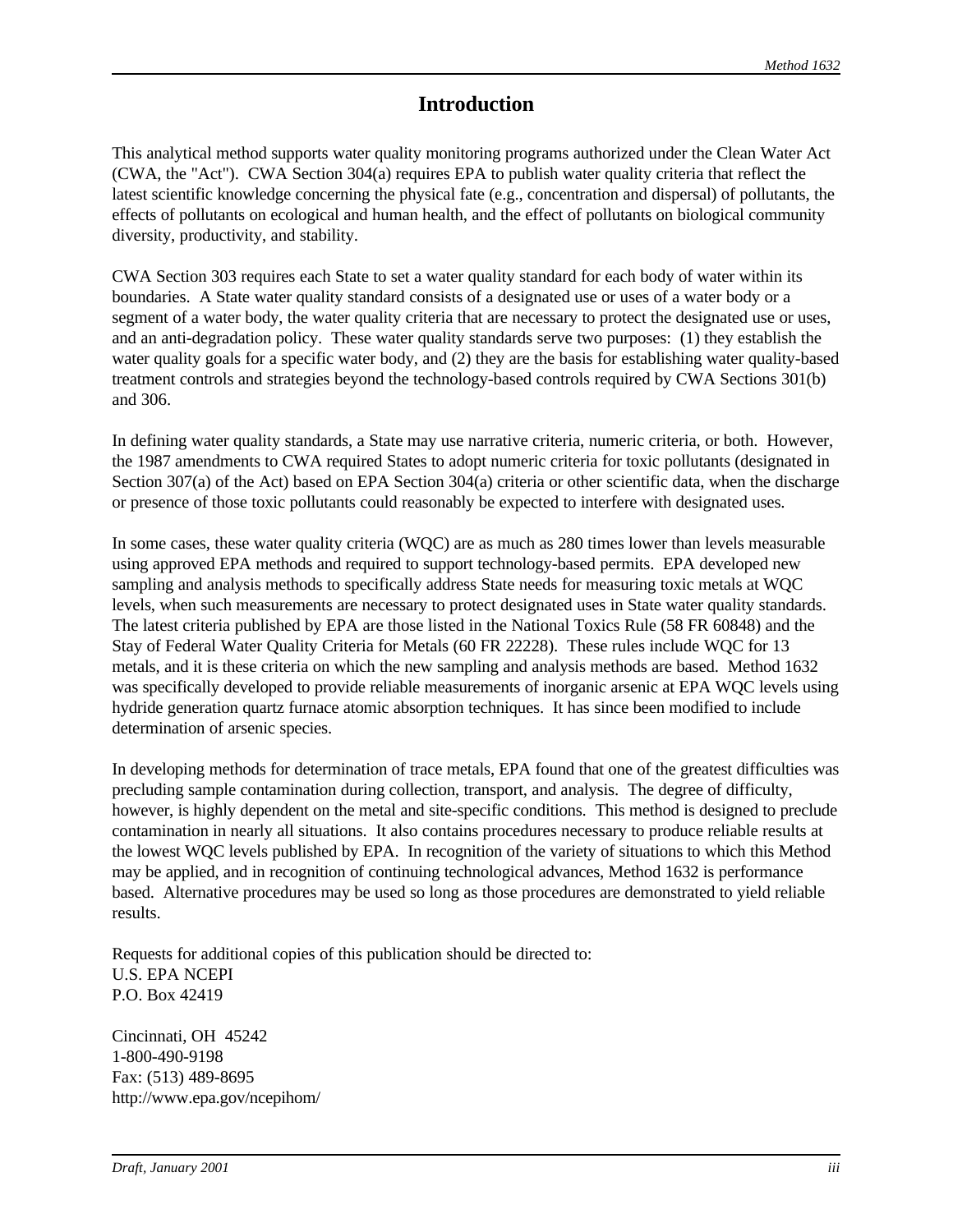# Introduction

This analytical method supports water quality monitoring programs authorized under the Clean Water Act (CWA, the "Act"). CWA Section 304(a) requires EPA to publish water quality criteria that reflect the latest scientific knowledge concerning the physical fate (e.g., concentration and dispersal) of pollutants, the effects of pollutants on ecological and human health, and the effect of pollutants on biological community diversity, productivity, and stability.

CWA Section 303 requires each State to set a water quality standard for each body of water within its boundaries. A State water quality standard consists of a designated use or uses of a water body or a segment of a water body, the water quality criteria that are necessary to protect the designated use or uses, and an anti-degradation policy. These water quality standards serve two purposes: (1) they establish the water quality goals for a specific water body, and (2) they are the basis for establishing water quality-based treatment controls and strategies beyond the technology-based controls required by CWA Sections 301(b) and 306.

In defining water quality standards, a State may use narrative criteria, numeric criteria, or both. However, the 1987 amendments to CWA required States to adopt numeric criteria for toxic pollutants (designated in Section 307(a) of the Act) based on EPA Section 304(a) criteria or other scientific data, when the discharge or presence of those toxic pollutants could reasonably be expected to interfere with designated uses.

In some cases, these water quality criteria (WQC) are as much as 280 times lower than levels measurable using approved EPA methods and required to support technology-based permits. EPA developed new sampling and analysis methods to specifically address State needs for measuring toxic metals at WQC levels, when such measurements are necessary to protect designated uses in State water quality standards. The latest criteria published by EPA are those listed in the National Toxics Rule (58 FR 60848) and the Stay of Federal Water Quality Criteria for Metals (60 FR 22228). These rules include WQC for 13 metals, and it is these criteria on which the new sampling and analysis methods are based. Method 1632 was specifically developed to provide reliable measurements of inorganic arsenic at EPA WQC levels using hydride generation quartz furnace atomic absorption techniques. It has since been modified to include determination of arsenic species.

In developing methods for determination of trace metals, EPA found that one of the greatest difficulties was precluding sample contamination during collection, transport, and analysis. The degree of difficulty, however, is highly dependent on the metal and site-specific conditions. This method is designed to preclude contamination in nearly all situations. It also contains procedures necessary to produce reliable results at the lowest WQC levels published by EPA. In recognition of the variety of situations to which this Method may be applied, and in recognition of continuing technological advances, Method 1632 is performance based. Alternative procedures may be used so long as those procedures are demonstrated to yield reliable results.

Requests for additional copies of this publication should be directed to:
U.S. EPA NCEPI
P.O. Box 42419

Cincinnati, OH 45242
1-800-490-9198
Fax: (513) 489-8695
http://www.epa.gov/ncepihom/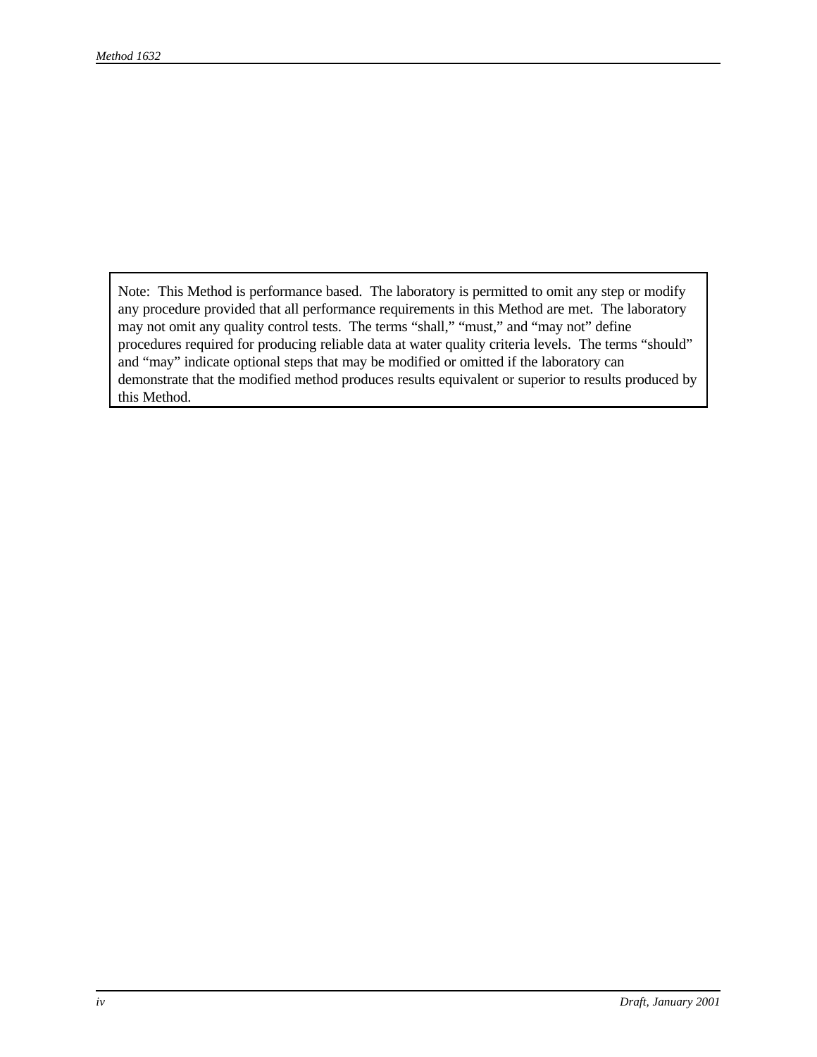Note: This Method is performance based. The laboratory is permitted to omit any step or modify any procedure provided that all performance requirements in this Method are met. The laboratory may not omit any quality control tests. The terms "shall," "must," and "may not" define procedures required for producing reliable data at water quality criteria levels. The terms "should" and "may" indicate optional steps that may be modified or omitted if the laboratory can demonstrate that the modified method produces results equivalent or superior to results produced by this Method.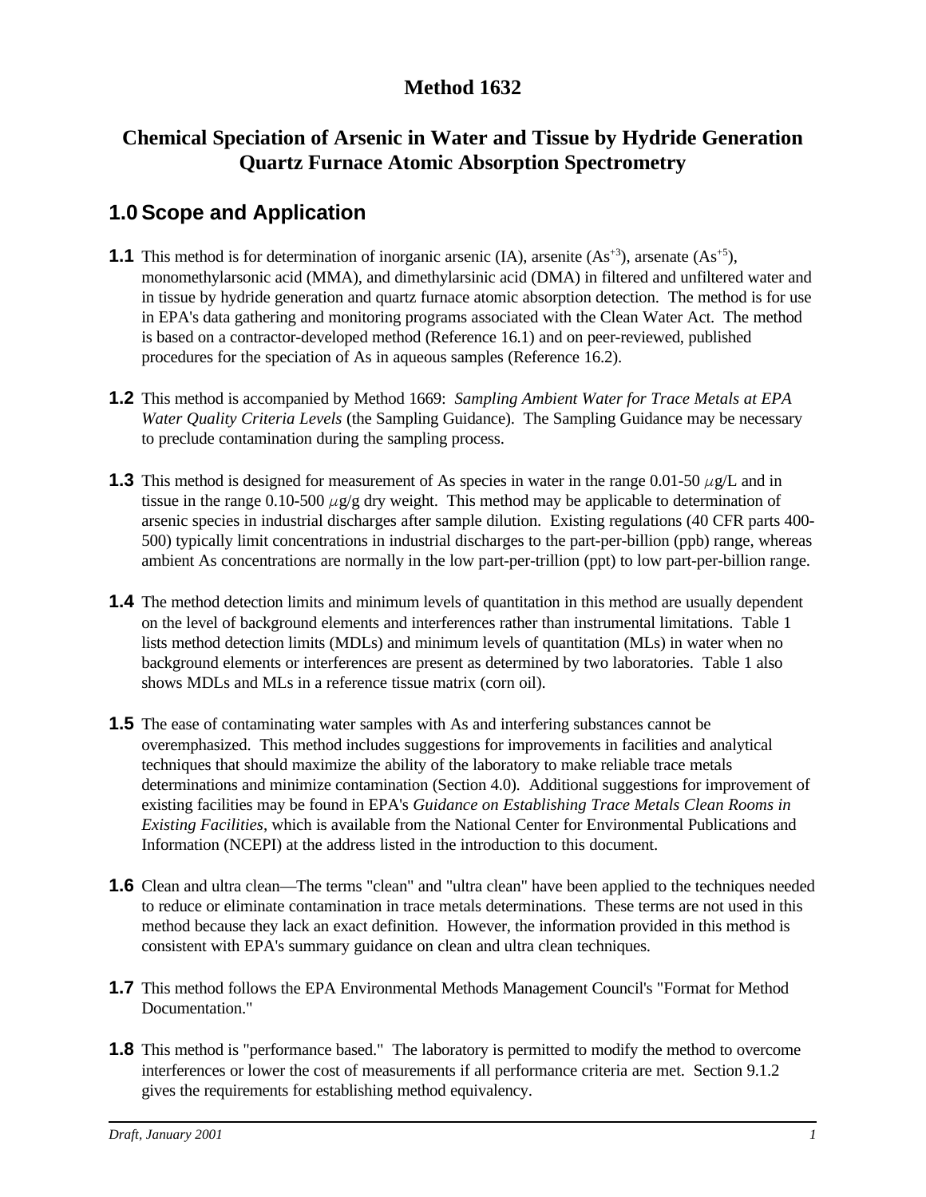# Method 1632

## Chemical Speciation of Arsenic in Water and Tissue by Hydride Generation Quartz Furnace Atomic Absorption Spectrometry

## 1.0 Scope and Application

**1.1** This method is for determination of inorganic arsenic (IA), arsenite ($As^{+3}$), arsenate ($As^{+5}$), monomethylarsonic acid (MMA), and dimethylarsinic acid (DMA) in filtered and unfiltered water and in tissue by hydride generation and quartz furnace atomic absorption detection. The method is for use in EPA's data gathering and monitoring programs associated with the Clean Water Act. The method is based on a contractor-developed method (Reference 16.1) and on peer-reviewed, published procedures for the speciation of As in aqueous samples (Reference 16.2).

**1.2** This method is accompanied by Method 1669: *Sampling Ambient Water for Trace Metals at EPA Water Quality Criteria Levels* (the Sampling Guidance). The Sampling Guidance may be necessary to preclude contamination during the sampling process.

**1.3** This method is designed for measurement of As species in water in the range 0.01-50 $\mu$g/L and in tissue in the range 0.10-500 $\mu$g/g dry weight. This method may be applicable to determination of arsenic species in industrial discharges after sample dilution. Existing regulations (40 CFR parts 400-500) typically limit concentrations in industrial discharges to the part-per-billion (ppb) range, whereas ambient As concentrations are normally in the low part-per-trillion (ppt) to low part-per-billion range.

**1.4** The method detection limits and minimum levels of quantitation in this method are usually dependent on the level of background elements and interferences rather than instrumental limitations. Table 1 lists method detection limits (MDLs) and minimum levels of quantitation (MLs) in water when no background elements or interferences are present as determined by two laboratories. Table 1 also shows MDLs and MLs in a reference tissue matrix (corn oil).

**1.5** The ease of contaminating water samples with As and interfering substances cannot be overemphasized. This method includes suggestions for improvements in facilities and analytical techniques that should maximize the ability of the laboratory to make reliable trace metals determinations and minimize contamination (Section 4.0). Additional suggestions for improvement of existing facilities may be found in EPA's *Guidance on Establishing Trace Metals Clean Rooms in Existing Facilities*, which is available from the National Center for Environmental Publications and Information (NCEPI) at the address listed in the introduction to this document.

**1.6** Clean and ultra clean—The terms "clean" and "ultra clean" have been applied to the techniques needed to reduce or eliminate contamination in trace metals determinations. These terms are not used in this method because they lack an exact definition. However, the information provided in this method is consistent with EPA's summary guidance on clean and ultra clean techniques.

**1.7** This method follows the EPA Environmental Methods Management Council's "Format for Method Documentation."

**1.8** This method is "performance based." The laboratory is permitted to modify the method to overcome interferences or lower the cost of measurements if all performance criteria are met. Section 9.1.2 gives the requirements for establishing method equivalency.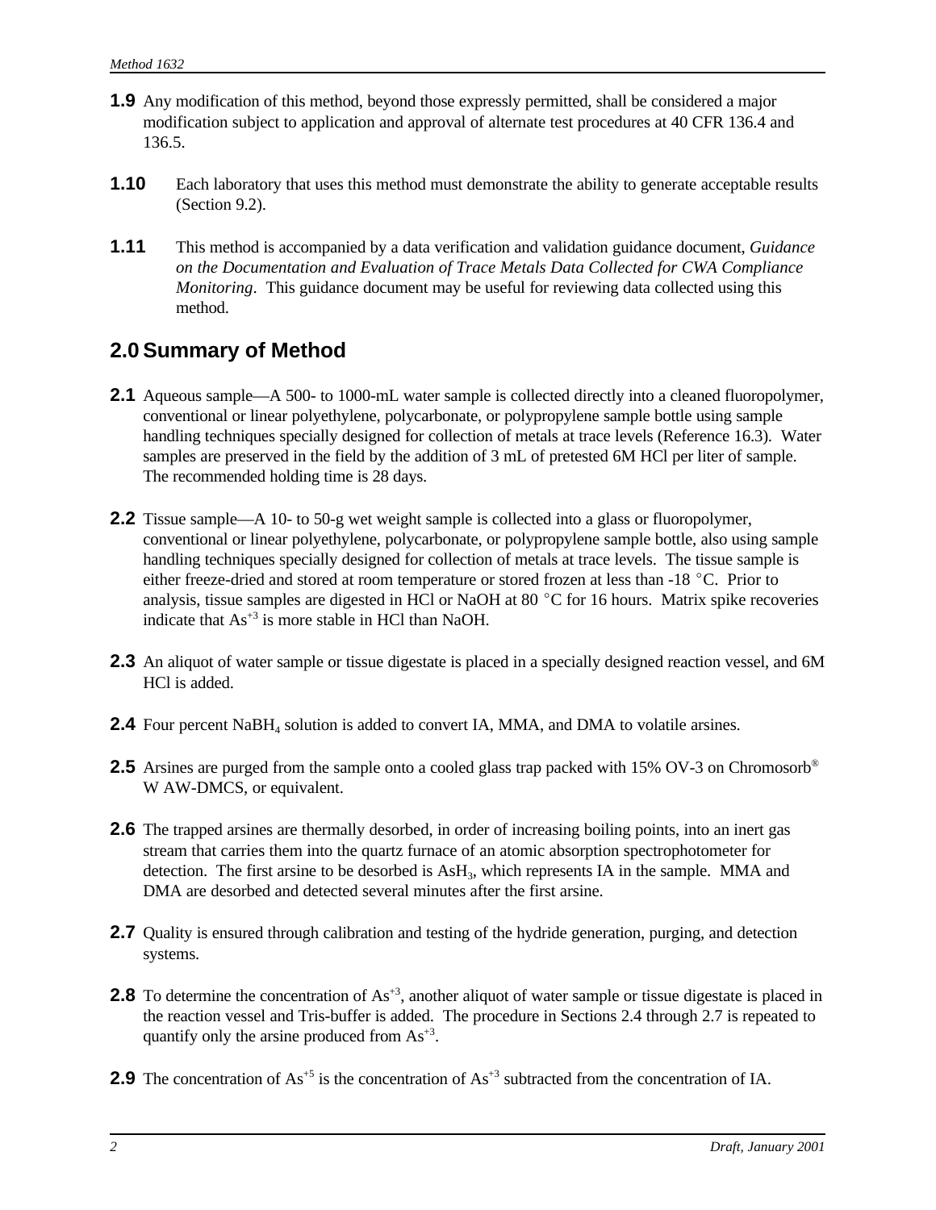**1.9** Any modification of this method, beyond those expressly permitted, shall be considered a major modification subject to application and approval of alternate test procedures at 40 CFR 136.4 and 136.5.

**1.10** Each laboratory that uses this method must demonstrate the ability to generate acceptable results (Section 9.2).

**1.11** This method is accompanied by a data verification and validation guidance document, *Guidance on the Documentation and Evaluation of Trace Metals Data Collected for CWA Compliance Monitoring*. This guidance document may be useful for reviewing data collected using this method.

## 2.0 Summary of Method

**2.1** Aqueous sample—A 500- to 1000-mL water sample is collected directly into a cleaned fluoropolymer, conventional or linear polyethylene, polycarbonate, or polypropylene sample bottle using sample handling techniques specially designed for collection of metals at trace levels (Reference 16.3). Water samples are preserved in the field by the addition of 3 mL of pretested 6M HCl per liter of sample. The recommended holding time is 28 days.

**2.2** Tissue sample—A 10- to 50-g wet weight sample is collected into a glass or fluoropolymer, conventional or linear polyethylene, polycarbonate, or polypropylene sample bottle, also using sample handling techniques specially designed for collection of metals at trace levels. The tissue sample is either freeze-dried and stored at room temperature or stored frozen at less than -18 °C. Prior to analysis, tissue samples are digested in HCl or NaOH at 80 °C for 16 hours. Matrix spike recoveries indicate that $As^{+3}$ is more stable in HCl than NaOH.

**2.3** An aliquot of water sample or tissue digestate is placed in a specially designed reaction vessel, and 6M HCl is added.

**2.4** Four percent $NaBH_4$ solution is added to convert IA, MMA, and DMA to volatile arsines.

**2.5** Arsines are purged from the sample onto a cooled glass trap packed with 15% OV-3 on Chromosorb® W AW-DMCS, or equivalent.

**2.6** The trapped arsines are thermally desorbed, in order of increasing boiling points, into an inert gas stream that carries them into the quartz furnace of an atomic absorption spectrophotometer for detection. The first arsine to be desorbed is $AsH_3$, which represents IA in the sample. MMA and DMA are desorbed and detected several minutes after the first arsine.

**2.7** Quality is ensured through calibration and testing of the hydride generation, purging, and detection systems.

**2.8** To determine the concentration of $As^{+3}$, another aliquot of water sample or tissue digestate is placed in the reaction vessel and Tris-buffer is added. The procedure in Sections 2.4 through 2.7 is repeated to quantify only the arsine produced from $As^{+3}$.

**2.9** The concentration of $As^{+5}$ is the concentration of $As^{+3}$ subtracted from the concentration of IA.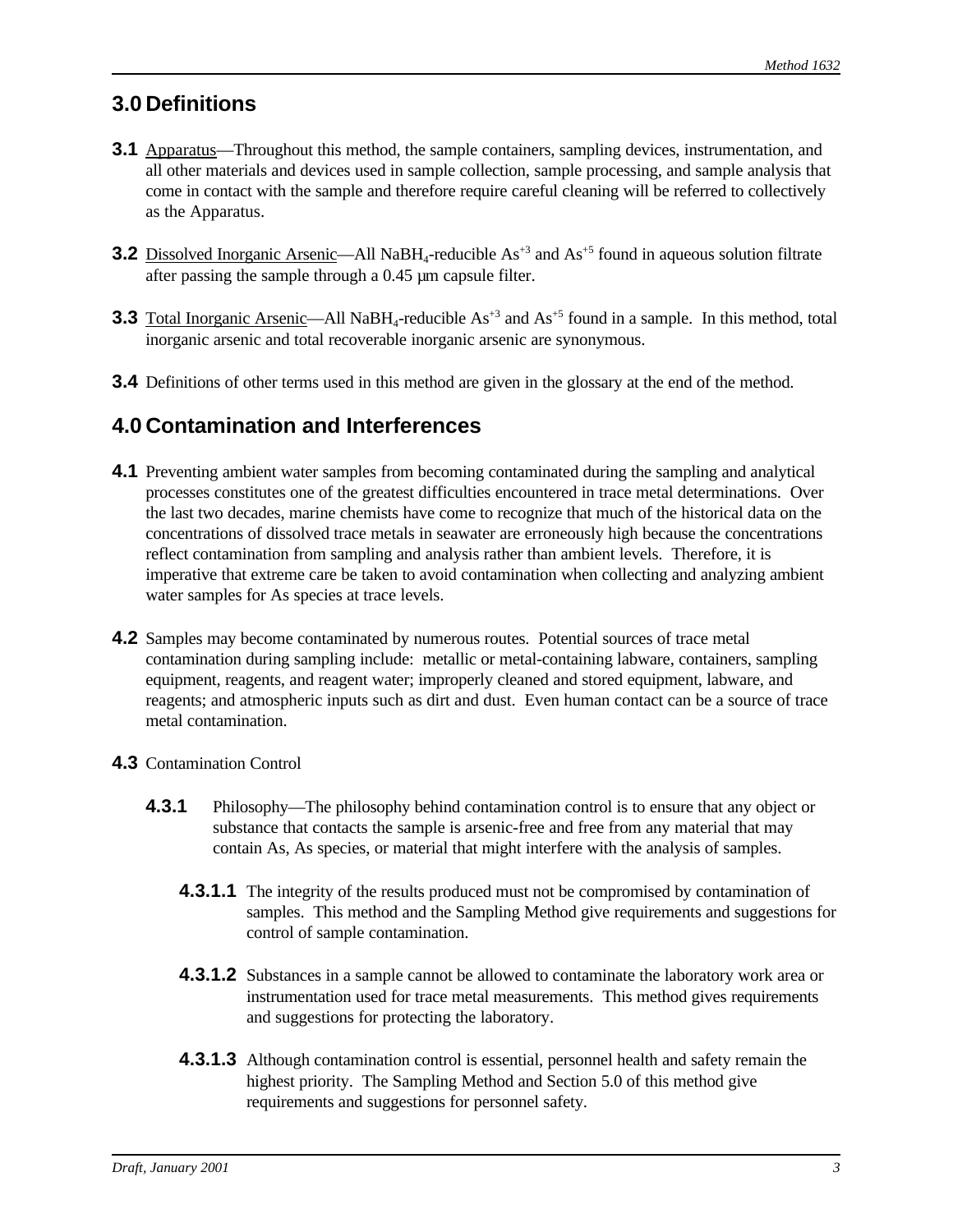## 3.0 Definitions

**3.1** Apparatus—Throughout this method, the sample containers, sampling devices, instrumentation, and all other materials and devices used in sample collection, sample processing, and sample analysis that come in contact with the sample and therefore require careful cleaning will be referred to collectively as the Apparatus.

**3.2** Dissolved Inorganic Arsenic—All $NaBH_4$-reducible $As^{+3}$ and $As^{+5}$ found in aqueous solution filtrate after passing the sample through a 0.45 µm capsule filter.

**3.3** Total Inorganic Arsenic—All $NaBH_4$-reducible $As^{+3}$ and $As^{+5}$ found in a sample. In this method, total inorganic arsenic and total recoverable inorganic arsenic are synonymous.

**3.4** Definitions of other terms used in this method are given in the glossary at the end of the method.

## 4.0 Contamination and Interferences

**4.1** Preventing ambient water samples from becoming contaminated during the sampling and analytical processes constitutes one of the greatest difficulties encountered in trace metal determinations. Over the last two decades, marine chemists have come to recognize that much of the historical data on the concentrations of dissolved trace metals in seawater are erroneously high because the concentrations reflect contamination from sampling and analysis rather than ambient levels. Therefore, it is imperative that extreme care be taken to avoid contamination when collecting and analyzing ambient water samples for As species at trace levels.

**4.2** Samples may become contaminated by numerous routes. Potential sources of trace metal contamination during sampling include: metallic or metal-containing labware, containers, sampling equipment, reagents, and reagent water; improperly cleaned and stored equipment, labware, and reagents; and atmospheric inputs such as dirt and dust. Even human contact can be a source of trace metal contamination.

**4.3** Contamination Control

**4.3.1** Philosophy—The philosophy behind contamination control is to ensure that any object or substance that contacts the sample is arsenic-free and free from any material that may contain As, As species, or material that might interfere with the analysis of samples.

**4.3.1.1** The integrity of the results produced must not be compromised by contamination of samples. This method and the Sampling Method give requirements and suggestions for control of sample contamination.

**4.3.1.2** Substances in a sample cannot be allowed to contaminate the laboratory work area or instrumentation used for trace metal measurements. This method gives requirements and suggestions for protecting the laboratory.

**4.3.1.3** Although contamination control is essential, personnel health and safety remain the highest priority. The Sampling Method and Section 5.0 of this method give requirements and suggestions for personnel safety.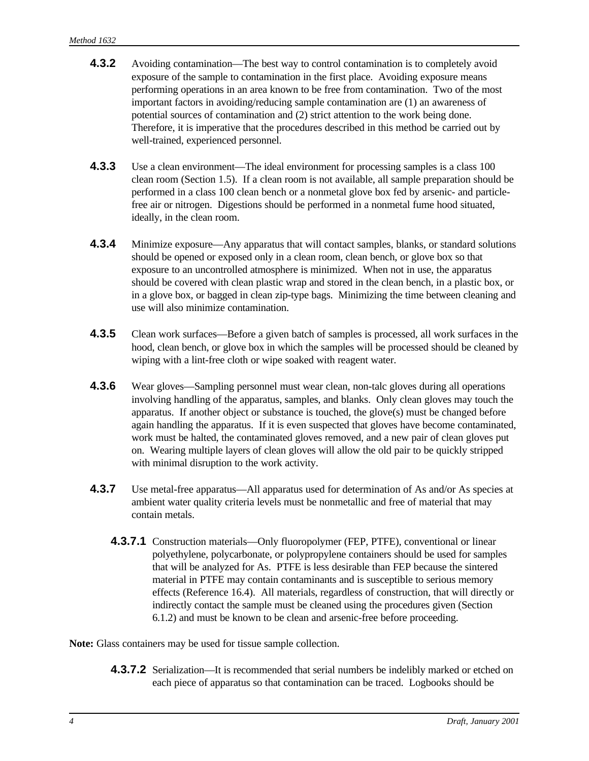**4.3.2** Avoiding contamination—The best way to control contamination is to completely avoid exposure of the sample to contamination in the first place. Avoiding exposure means performing operations in an area known to be free from contamination. Two of the most important factors in avoiding/reducing sample contamination are (1) an awareness of potential sources of contamination and (2) strict attention to the work being done. Therefore, it is imperative that the procedures described in this method be carried out by well-trained, experienced personnel.

**4.3.3** Use a clean environment—The ideal environment for processing samples is a class 100 clean room (Section 1.5). If a clean room is not available, all sample preparation should be performed in a class 100 clean bench or a nonmetal glove box fed by arsenic- and particle-free air or nitrogen. Digestions should be performed in a nonmetal fume hood situated, ideally, in the clean room.

**4.3.4** Minimize exposure—Any apparatus that will contact samples, blanks, or standard solutions should be opened or exposed only in a clean room, clean bench, or glove box so that exposure to an uncontrolled atmosphere is minimized. When not in use, the apparatus should be covered with clean plastic wrap and stored in the clean bench, in a plastic box, or in a glove box, or bagged in clean zip-type bags. Minimizing the time between cleaning and use will also minimize contamination.

**4.3.5** Clean work surfaces—Before a given batch of samples is processed, all work surfaces in the hood, clean bench, or glove box in which the samples will be processed should be cleaned by wiping with a lint-free cloth or wipe soaked with reagent water.

**4.3.6** Wear gloves—Sampling personnel must wear clean, non-talc gloves during all operations involving handling of the apparatus, samples, and blanks. Only clean gloves may touch the apparatus. If another object or substance is touched, the glove(s) must be changed before again handling the apparatus. If it is even suspected that gloves have become contaminated, work must be halted, the contaminated gloves removed, and a new pair of clean gloves put on. Wearing multiple layers of clean gloves will allow the old pair to be quickly stripped with minimal disruption to the work activity.

**4.3.7** Use metal-free apparatus—All apparatus used for determination of As and/or As species at ambient water quality criteria levels must be nonmetallic and free of material that may contain metals.

**4.3.7.1** Construction materials—Only fluoropolymer (FEP, PTFE), conventional or linear polyethylene, polycarbonate, or polypropylene containers should be used for samples that will be analyzed for As. PTFE is less desirable than FEP because the sintered material in PTFE may contain contaminants and is susceptible to serious memory effects (Reference 16.4). All materials, regardless of construction, that will directly or indirectly contact the sample must be cleaned using the procedures given (Section 6.1.2) and must be known to be clean and arsenic-free before proceeding.

**Note:** Glass containers may be used for tissue sample collection.

**4.3.7.2** Serialization—It is recommended that serial numbers be indelibly marked or etched on each piece of apparatus so that contamination can be traced. Logbooks should be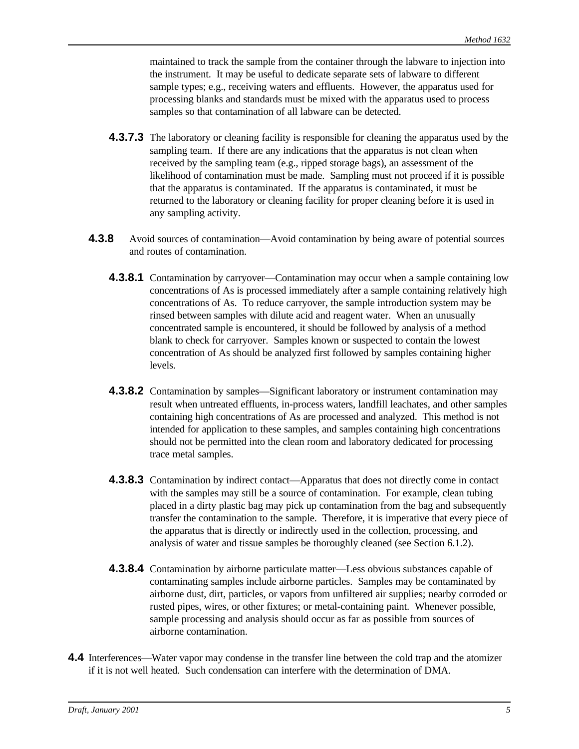maintained to track the sample from the container through the labware to injection into the instrument. It may be useful to dedicate separate sets of labware to different sample types; e.g., receiving waters and effluents. However, the apparatus used for processing blanks and standards must be mixed with the apparatus used to process samples so that contamination of all labware can be detected.

**4.3.7.3** The laboratory or cleaning facility is responsible for cleaning the apparatus used by the sampling team. If there are any indications that the apparatus is not clean when received by the sampling team (e.g., ripped storage bags), an assessment of the likelihood of contamination must be made. Sampling must not proceed if it is possible that the apparatus is contaminated. If the apparatus is contaminated, it must be returned to the laboratory or cleaning facility for proper cleaning before it is used in any sampling activity.

**4.3.8** Avoid sources of contamination—Avoid contamination by being aware of potential sources and routes of contamination.

**4.3.8.1** Contamination by carryover—Contamination may occur when a sample containing low concentrations of As is processed immediately after a sample containing relatively high concentrations of As. To reduce carryover, the sample introduction system may be rinsed between samples with dilute acid and reagent water. When an unusually concentrated sample is encountered, it should be followed by analysis of a method blank to check for carryover. Samples known or suspected to contain the lowest concentration of As should be analyzed first followed by samples containing higher levels.

**4.3.8.2** Contamination by samples—Significant laboratory or instrument contamination may result when untreated effluents, in-process waters, landfill leachates, and other samples containing high concentrations of As are processed and analyzed. This method is not intended for application to these samples, and samples containing high concentrations should not be permitted into the clean room and laboratory dedicated for processing trace metal samples.

**4.3.8.3** Contamination by indirect contact—Apparatus that does not directly come in contact with the samples may still be a source of contamination. For example, clean tubing placed in a dirty plastic bag may pick up contamination from the bag and subsequently transfer the contamination to the sample. Therefore, it is imperative that every piece of the apparatus that is directly or indirectly used in the collection, processing, and analysis of water and tissue samples be thoroughly cleaned (see Section 6.1.2).

**4.3.8.4** Contamination by airborne particulate matter—Less obvious substances capable of contaminating samples include airborne particles. Samples may be contaminated by airborne dust, dirt, particles, or vapors from unfiltered air supplies; nearby corroded or rusted pipes, wires, or other fixtures; or metal-containing paint. Whenever possible, sample processing and analysis should occur as far as possible from sources of airborne contamination.

**4.4** Interferences—Water vapor may condense in the transfer line between the cold trap and the atomizer if it is not well heated. Such condensation can interfere with the determination of DMA.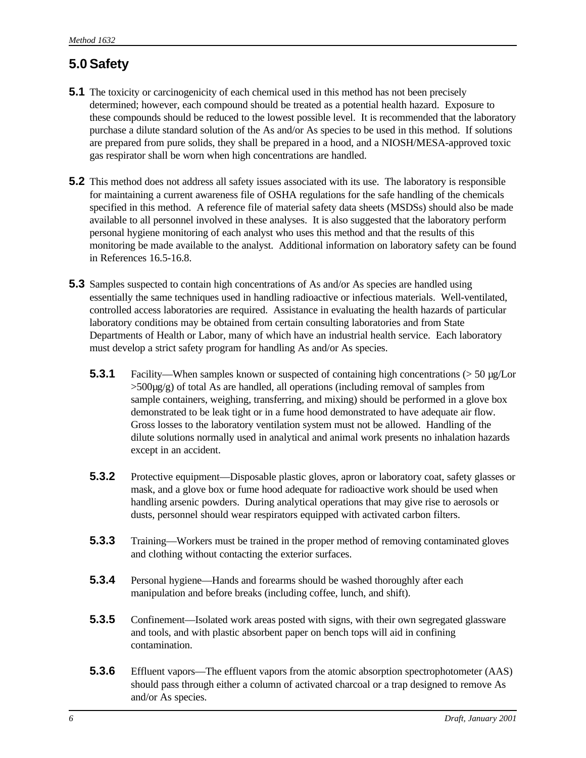## 5.0 Safety

**5.1** The toxicity or carcinogenicity of each chemical used in this method has not been precisely determined; however, each compound should be treated as a potential health hazard. Exposure to these compounds should be reduced to the lowest possible level. It is recommended that the laboratory purchase a dilute standard solution of the As and/or As species to be used in this method. If solutions are prepared from pure solids, they shall be prepared in a hood, and a NIOSH/MESA-approved toxic gas respirator shall be worn when high concentrations are handled.

**5.2** This method does not address all safety issues associated with its use. The laboratory is responsible for maintaining a current awareness file of OSHA regulations for the safe handling of the chemicals specified in this method. A reference file of material safety data sheets (MSDSs) should also be made available to all personnel involved in these analyses. It is also suggested that the laboratory perform personal hygiene monitoring of each analyst who uses this method and that the results of this monitoring be made available to the analyst. Additional information on laboratory safety can be found in References 16.5-16.8.

**5.3** Samples suspected to contain high concentrations of As and/or As species are handled using essentially the same techniques used in handling radioactive or infectious materials. Well-ventilated, controlled access laboratories are required. Assistance in evaluating the health hazards of particular laboratory conditions may be obtained from certain consulting laboratories and from State Departments of Health or Labor, many of which have an industrial health service. Each laboratory must develop a strict safety program for handling As and/or As species.

**5.3.1** Facility—When samples known or suspected of containing high concentrations (> 50 µg/Lor >500µg/g) of total As are handled, all operations (including removal of samples from sample containers, weighing, transferring, and mixing) should be performed in a glove box demonstrated to be leak tight or in a fume hood demonstrated to have adequate air flow. Gross losses to the laboratory ventilation system must not be allowed. Handling of the dilute solutions normally used in analytical and animal work presents no inhalation hazards except in an accident.

**5.3.2** Protective equipment—Disposable plastic gloves, apron or laboratory coat, safety glasses or mask, and a glove box or fume hood adequate for radioactive work should be used when handling arsenic powders. During analytical operations that may give rise to aerosols or dusts, personnel should wear respirators equipped with activated carbon filters.

**5.3.3** Training—Workers must be trained in the proper method of removing contaminated gloves and clothing without contacting the exterior surfaces.

**5.3.4** Personal hygiene—Hands and forearms should be washed thoroughly after each manipulation and before breaks (including coffee, lunch, and shift).

**5.3.5** Confinement—Isolated work areas posted with signs, with their own segregated glassware and tools, and with plastic absorbent paper on bench tops will aid in confining contamination.

**5.3.6** Effluent vapors—The effluent vapors from the atomic absorption spectrophotometer (AAS) should pass through either a column of activated charcoal or a trap designed to remove As and/or As species.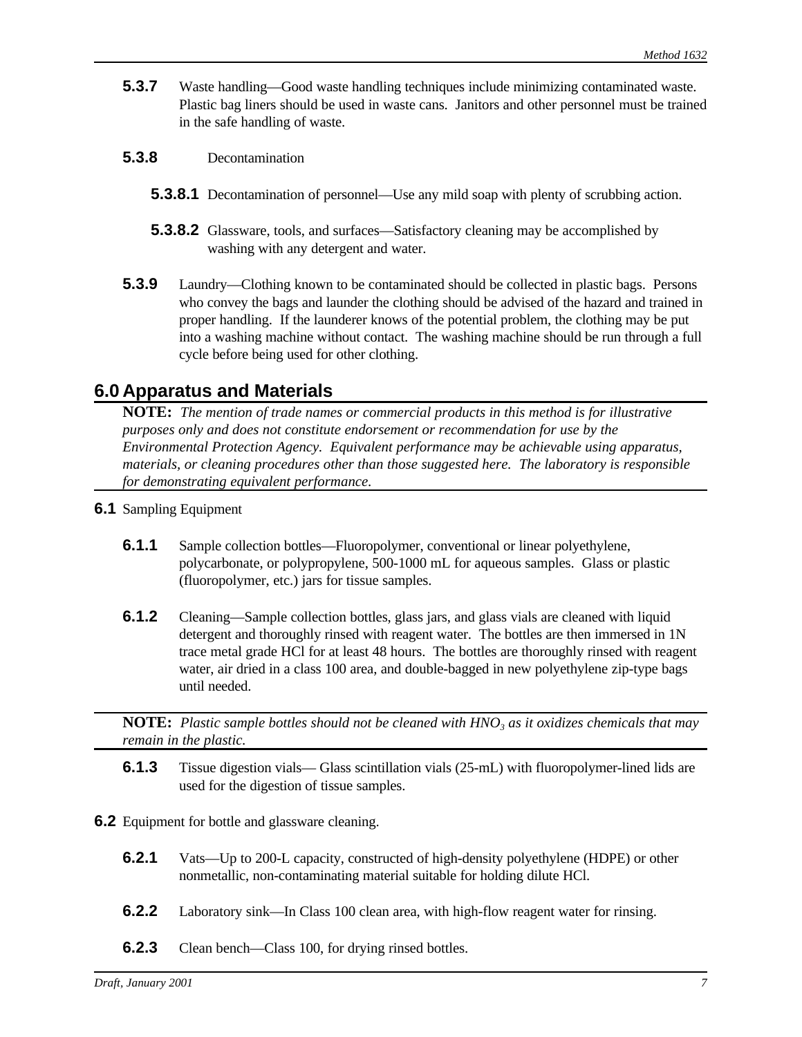**5.3.7** Waste handling—Good waste handling techniques include minimizing contaminated waste. Plastic bag liners should be used in waste cans. Janitors and other personnel must be trained in the safe handling of waste.

**5.3.8** Decontamination

**5.3.8.1** Decontamination of personnel—Use any mild soap with plenty of scrubbing action.

**5.3.8.2** Glassware, tools, and surfaces—Satisfactory cleaning may be accomplished by washing with any detergent and water.

**5.3.9** Laundry—Clothing known to be contaminated should be collected in plastic bags. Persons who convey the bags and launder the clothing should be advised of the hazard and trained in proper handling. If the launderer knows of the potential problem, the clothing may be put into a washing machine without contact. The washing machine should be run through a full cycle before being used for other clothing.

## 6.0 Apparatus and Materials

**NOTE:** *The mention of trade names or commercial products in this method is for illustrative purposes only and does not constitute endorsement or recommendation for use by the Environmental Protection Agency. Equivalent performance may be achievable using apparatus, materials, or cleaning procedures other than those suggested here. The laboratory is responsible for demonstrating equivalent performance.*

**6.1** Sampling Equipment

**6.1.1** Sample collection bottles—Fluoropolymer, conventional or linear polyethylene, polycarbonate, or polypropylene, 500-1000 mL for aqueous samples. Glass or plastic (fluoropolymer, etc.) jars for tissue samples.

**6.1.2** Cleaning—Sample collection bottles, glass jars, and glass vials are cleaned with liquid detergent and thoroughly rinsed with reagent water. The bottles are then immersed in 1N trace metal grade HCl for at least 48 hours. The bottles are thoroughly rinsed with reagent water, air dried in a class 100 area, and double-bagged in new polyethylene zip-type bags until needed.

**NOTE:** *Plastic sample bottles should not be cleaned with $HNO_3$ as it oxidizes chemicals that may remain in the plastic.*

**6.1.3** Tissue digestion vials— Glass scintillation vials (25-mL) with fluoropolymer-lined lids are used for the digestion of tissue samples.

**6.2** Equipment for bottle and glassware cleaning.

**6.2.1** Vats—Up to 200-L capacity, constructed of high-density polyethylene (HDPE) or other nonmetallic, non-contaminating material suitable for holding dilute HCl.

**6.2.2** Laboratory sink—In Class 100 clean area, with high-flow reagent water for rinsing.

**6.2.3** Clean bench—Class 100, for drying rinsed bottles.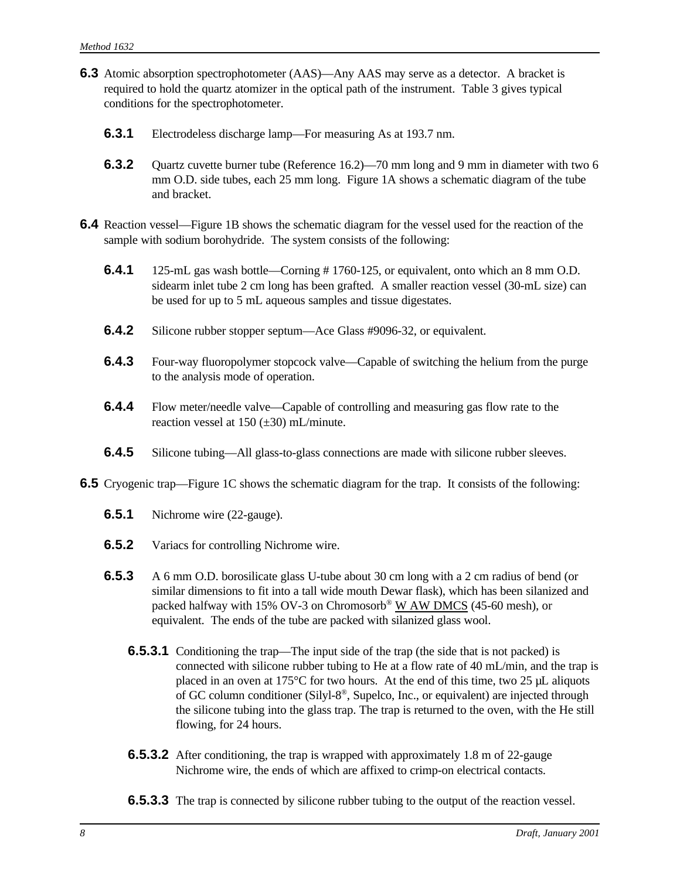**6.3** Atomic absorption spectrophotometer (AAS)—Any AAS may serve as a detector. A bracket is required to hold the quartz atomizer in the optical path of the instrument. Table 3 gives typical conditions for the spectrophotometer.

**6.3.1** Electrodeless discharge lamp—For measuring As at 193.7 nm.

**6.3.2** Quartz cuvette burner tube (Reference 16.2)—70 mm long and 9 mm in diameter with two 6 mm O.D. side tubes, each 25 mm long. Figure 1A shows a schematic diagram of the tube and bracket.

**6.4** Reaction vessel—Figure 1B shows the schematic diagram for the vessel used for the reaction of the sample with sodium borohydride. The system consists of the following:

**6.4.1** 125-mL gas wash bottle—Corning # 1760-125, or equivalent, onto which an 8 mm O.D. sidearm inlet tube 2 cm long has been grafted. A smaller reaction vessel (30-mL size) can be used for up to 5 mL aqueous samples and tissue digestates.

**6.4.2** Silicone rubber stopper septum—Ace Glass #9096-32, or equivalent.

**6.4.3** Four-way fluoropolymer stopcock valve—Capable of switching the helium from the purge to the analysis mode of operation.

**6.4.4** Flow meter/needle valve—Capable of controlling and measuring gas flow rate to the reaction vessel at 150 (±30) mL/minute.

**6.4.5** Silicone tubing—All glass-to-glass connections are made with silicone rubber sleeves.

**6.5** Cryogenic trap—Figure 1C shows the schematic diagram for the trap. It consists of the following:

**6.5.1** Nichrome wire (22-gauge).

**6.5.2** Variacs for controlling Nichrome wire.

**6.5.3** A 6 mm O.D. borosilicate glass U-tube about 30 cm long with a 2 cm radius of bend (or similar dimensions to fit into a tall wide mouth Dewar flask), which has been silanized and packed halfway with 15% OV-3 on Chromosorb® W AW DMCS (45-60 mesh), or equivalent. The ends of the tube are packed with silanized glass wool.

**6.5.3.1** Conditioning the trap—The input side of the trap (the side that is not packed) is connected with silicone rubber tubing to He at a flow rate of 40 mL/min, and the trap is placed in an oven at 175°C for two hours. At the end of this time, two 25 µL aliquots of GC column conditioner (Silyl-8®, Supelco, Inc., or equivalent) are injected through the silicone tubing into the glass trap. The trap is returned to the oven, with the He still flowing, for 24 hours.

**6.5.3.2** After conditioning, the trap is wrapped with approximately 1.8 m of 22-gauge Nichrome wire, the ends of which are affixed to crimp-on electrical contacts.

**6.5.3.3** The trap is connected by silicone rubber tubing to the output of the reaction vessel.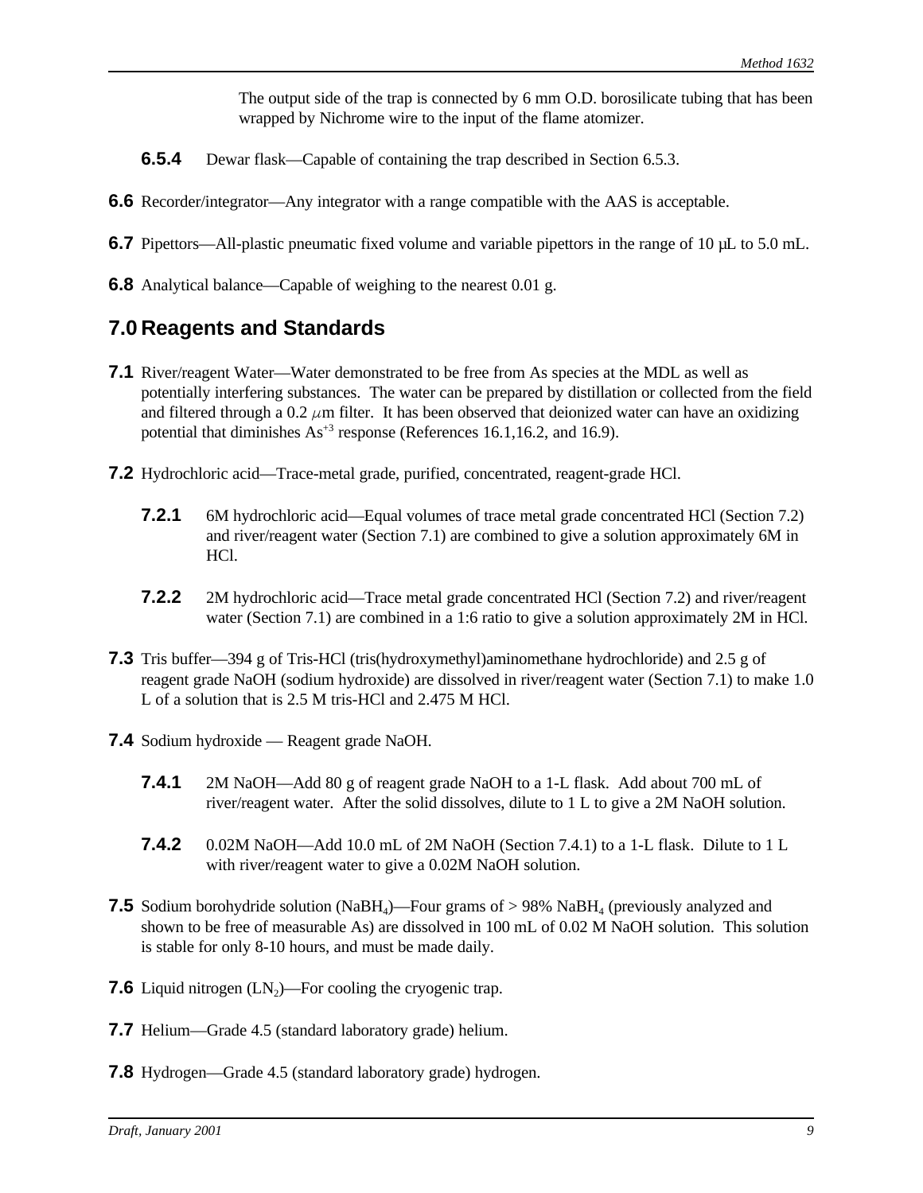The output side of the trap is connected by 6 mm O.D. borosilicate tubing that has been wrapped by Nichrome wire to the input of the flame atomizer.

**6.5.4** Dewar flask—Capable of containing the trap described in Section 6.5.3.

**6.6** Recorder/integrator—Any integrator with a range compatible with the AAS is acceptable.

**6.7** Pipettors—All-plastic pneumatic fixed volume and variable pipettors in the range of 10 µL to 5.0 mL.

**6.8** Analytical balance—Capable of weighing to the nearest 0.01 g.

## 7.0 Reagents and Standards

**7.1** River/reagent Water—Water demonstrated to be free from As species at the MDL as well as potentially interfering substances. The water can be prepared by distillation or collected from the field and filtered through a 0.2 $\mu$m filter. It has been observed that deionized water can have an oxidizing potential that diminishes $As^{+3}$ response (References 16.1,16.2, and 16.9).

**7.2** Hydrochloric acid—Trace-metal grade, purified, concentrated, reagent-grade HCl.

**7.2.1** 6M hydrochloric acid—Equal volumes of trace metal grade concentrated HCl (Section 7.2) and river/reagent water (Section 7.1) are combined to give a solution approximately 6M in HCl.

**7.2.2** 2M hydrochloric acid—Trace metal grade concentrated HCl (Section 7.2) and river/reagent water (Section 7.1) are combined in a 1:6 ratio to give a solution approximately 2M in HCl.

**7.3** Tris buffer—394 g of Tris-HCl (tris(hydroxymethyl)aminomethane hydrochloride) and 2.5 g of reagent grade NaOH (sodium hydroxide) are dissolved in river/reagent water (Section 7.1) to make 1.0 L of a solution that is 2.5 M tris-HCl and 2.475 M HCl.

**7.4** Sodium hydroxide — Reagent grade NaOH.

**7.4.1** 2M NaOH—Add 80 g of reagent grade NaOH to a 1-L flask. Add about 700 mL of river/reagent water. After the solid dissolves, dilute to 1 L to give a 2M NaOH solution.

**7.4.2** 0.02M NaOH—Add 10.0 mL of 2M NaOH (Section 7.4.1) to a 1-L flask. Dilute to 1 L with river/reagent water to give a 0.02M NaOH solution.

**7.5** Sodium borohydride solution ($NaBH_4$)—Four grams of > 98% $NaBH_4$ (previously analyzed and shown to be free of measurable As) are dissolved in 100 mL of 0.02 M NaOH solution. This solution is stable for only 8-10 hours, and must be made daily.

**7.6** Liquid nitrogen ($LN_2$)—For cooling the cryogenic trap.

**7.7** Helium—Grade 4.5 (standard laboratory grade) helium.

**7.8** Hydrogen—Grade 4.5 (standard laboratory grade) hydrogen.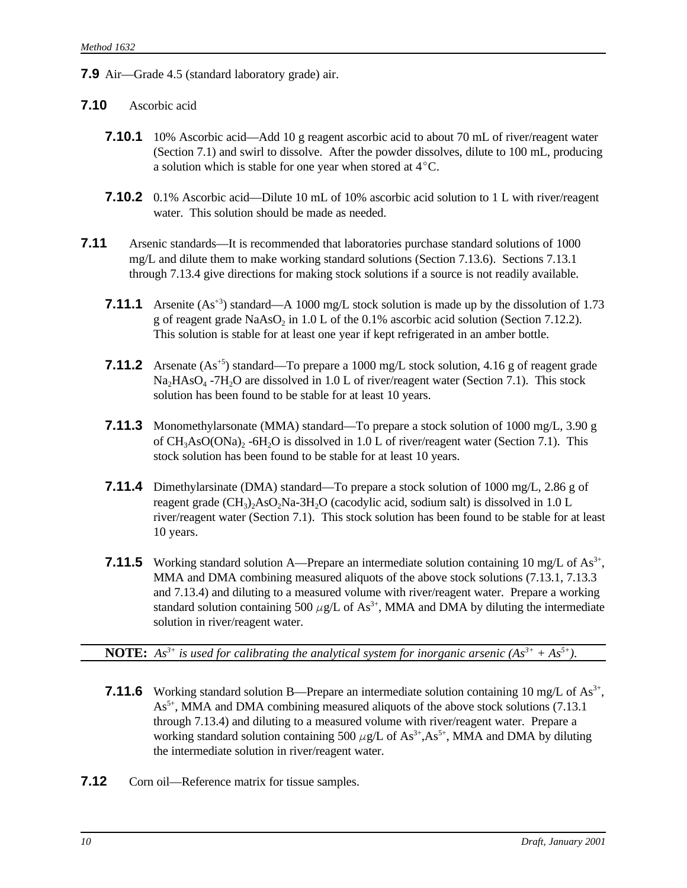**7.9** Air—Grade 4.5 (standard laboratory grade) air.

**7.10** Ascorbic acid

**7.10.1** 10% Ascorbic acid—Add 10 g reagent ascorbic acid to about 70 mL of river/reagent water (Section 7.1) and swirl to dissolve. After the powder dissolves, dilute to 100 mL, producing a solution which is stable for one year when stored at 4°C.

**7.10.2** 0.1% Ascorbic acid—Dilute 10 mL of 10% ascorbic acid solution to 1 L with river/reagent water. This solution should be made as needed.

**7.11** Arsenic standards—It is recommended that laboratories purchase standard solutions of 1000 mg/L and dilute them to make working standard solutions (Section 7.13.6). Sections 7.13.1 through 7.13.4 give directions for making stock solutions if a source is not readily available.

**7.11.1** Arsenite ($As^{+3}$) standard—A 1000 mg/L stock solution is made up by the dissolution of 1.73 g of reagent grade $NaAsO_2$ in 1.0 L of the 0.1% ascorbic acid solution (Section 7.12.2). This solution is stable for at least one year if kept refrigerated in an amber bottle.

**7.11.2** Arsenate ($As^{+5}$) standard—To prepare a 1000 mg/L stock solution, 4.16 g of reagent grade $Na_2HAsO_4$ -$7H_2O$ are dissolved in 1.0 L of river/reagent water (Section 7.1). This stock solution has been found to be stable for at least 10 years.

**7.11.3** Monomethylarsonate (MMA) standard—To prepare a stock solution of 1000 mg/L, 3.90 g of $CH_3AsO(ONa)_2$ -$6H_2O$ is dissolved in 1.0 L of river/reagent water (Section 7.1). This stock solution has been found to be stable for at least 10 years.

**7.11.4** Dimethylarsinate (DMA) standard—To prepare a stock solution of 1000 mg/L, 2.86 g of reagent grade $(CH_3)_2AsO_2Na$-$3H_2O$ (cacodylic acid, sodium salt) is dissolved in 1.0 L river/reagent water (Section 7.1). This stock solution has been found to be stable for at least 10 years.

**7.11.5** Working standard solution A—Prepare an intermediate solution containing 10 mg/L of $As^{3+}$, MMA and DMA combining measured aliquots of the above stock solutions (7.13.1, 7.13.3 and 7.13.4) and diluting to a measured volume with river/reagent water. Prepare a working standard solution containing 500 $\mu$g/L of $As^{3+}$, MMA and DMA by diluting the intermediate solution in river/reagent water.

---

**NOTE:** *$As^{3+}$ is used for calibrating the analytical system for inorganic arsenic ($As^{3+}$ + $As^{5+}$).*

---

**7.11.6** Working standard solution B—Prepare an intermediate solution containing 10 mg/L of $As^{3+}$, $As^{5+}$, MMA and DMA combining measured aliquots of the above stock solutions (7.13.1 through 7.13.4) and diluting to a measured volume with river/reagent water. Prepare a working standard solution containing 500 $\mu$g/L of $As^{3+}$,$As^{5+}$, MMA and DMA by diluting the intermediate solution in river/reagent water.

**7.12** Corn oil—Reference matrix for tissue samples.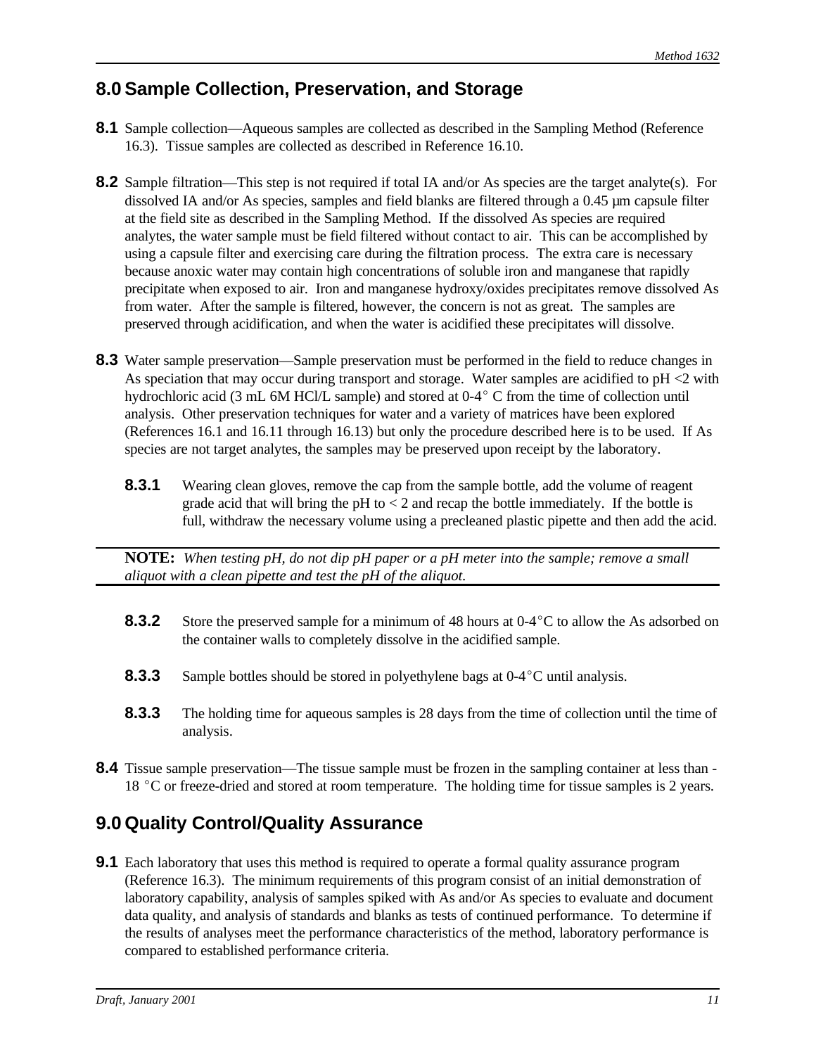## 8.0 Sample Collection, Preservation, and Storage

**8.1** Sample collection—Aqueous samples are collected as described in the Sampling Method (Reference 16.3). Tissue samples are collected as described in Reference 16.10.

**8.2** Sample filtration—This step is not required if total IA and/or As species are the target analyte(s). For dissolved IA and/or As species, samples and field blanks are filtered through a 0.45 µm capsule filter at the field site as described in the Sampling Method. If the dissolved As species are required analytes, the water sample must be field filtered without contact to air. This can be accomplished by using a capsule filter and exercising care during the filtration process. The extra care is necessary because anoxic water may contain high concentrations of soluble iron and manganese that rapidly precipitate when exposed to air. Iron and manganese hydroxy/oxides precipitates remove dissolved As from water. After the sample is filtered, however, the concern is not as great. The samples are preserved through acidification, and when the water is acidified these precipitates will dissolve.

**8.3** Water sample preservation—Sample preservation must be performed in the field to reduce changes in As speciation that may occur during transport and storage. Water samples are acidified to pH <2 with hydrochloric acid (3 mL 6M HCl/L sample) and stored at 0-4° C from the time of collection until analysis. Other preservation techniques for water and a variety of matrices have been explored (References 16.1 and 16.11 through 16.13) but only the procedure described here is to be used. If As species are not target analytes, the samples may be preserved upon receipt by the laboratory.

**8.3.1** Wearing clean gloves, remove the cap from the sample bottle, add the volume of reagent grade acid that will bring the pH to < 2 and recap the bottle immediately. If the bottle is full, withdraw the necessary volume using a precleaned plastic pipette and then add the acid.

---

**NOTE:** *When testing pH, do not dip pH paper or a pH meter into the sample; remove a small aliquot with a clean pipette and test the pH of the aliquot.*

---

**8.3.2** Store the preserved sample for a minimum of 48 hours at 0-4°C to allow the As adsorbed on the container walls to completely dissolve in the acidified sample.

**8.3.3** Sample bottles should be stored in polyethylene bags at 0-4°C until analysis.

**8.3.3** The holding time for aqueous samples is 28 days from the time of collection until the time of analysis.

**8.4** Tissue sample preservation—The tissue sample must be frozen in the sampling container at less than -18 °C or freeze-dried and stored at room temperature. The holding time for tissue samples is 2 years.

## 9.0 Quality Control/Quality Assurance

**9.1** Each laboratory that uses this method is required to operate a formal quality assurance program (Reference 16.3). The minimum requirements of this program consist of an initial demonstration of laboratory capability, analysis of samples spiked with As and/or As species to evaluate and document data quality, and analysis of standards and blanks as tests of continued performance. To determine if the results of analyses meet the performance characteristics of the method, laboratory performance is compared to established performance criteria.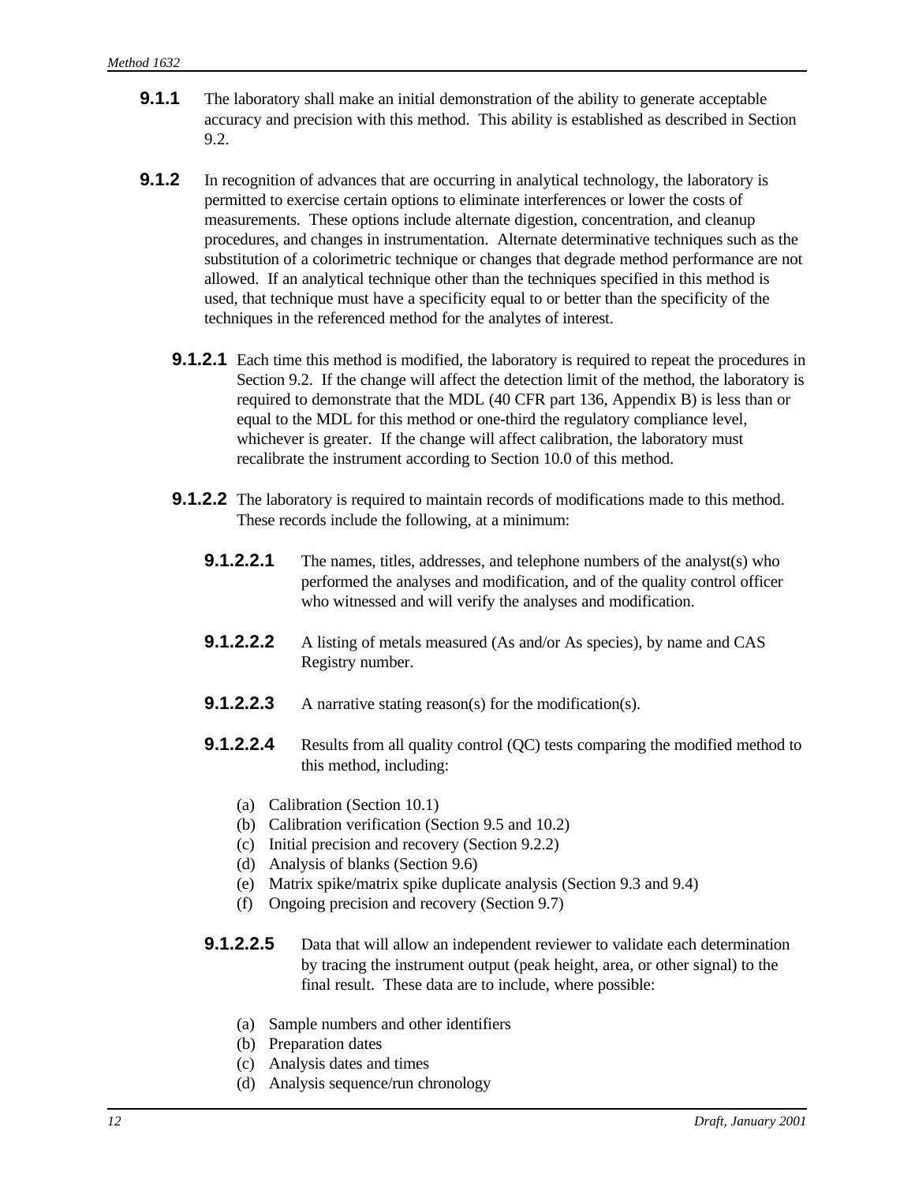**9.1.1** The laboratory shall make an initial demonstration of the ability to generate acceptable accuracy and precision with this method. This ability is established as described in Section 9.2.

**9.1.2** In recognition of advances that are occurring in analytical technology, the laboratory is permitted to exercise certain options to eliminate interferences or lower the costs of measurements. These options include alternate digestion, concentration, and cleanup procedures, and changes in instrumentation. Alternate determinative techniques such as the substitution of a colorimetric technique or changes that degrade method performance are not allowed. If an analytical technique other than the techniques specified in this method is used, that technique must have a specificity equal to or better than the specificity of the techniques in the referenced method for the analytes of interest.

**9.1.2.1** Each time this method is modified, the laboratory is required to repeat the procedures in Section 9.2. If the change will affect the detection limit of the method, the laboratory is required to demonstrate that the MDL (40 CFR part 136, Appendix B) is less than or equal to the MDL for this method or one-third the regulatory compliance level, whichever is greater. If the change will affect calibration, the laboratory must recalibrate the instrument according to Section 10.0 of this method.

**9.1.2.2** The laboratory is required to maintain records of modifications made to this method. These records include the following, at a minimum:

**9.1.2.2.1** The names, titles, addresses, and telephone numbers of the analyst(s) who performed the analyses and modification, and of the quality control officer who witnessed and will verify the analyses and modification.

**9.1.2.2.2** A listing of metals measured (As and/or As species), by name and CAS Registry number.

**9.1.2.2.3** A narrative stating reason(s) for the modification(s).

**9.1.2.2.4** Results from all quality control (QC) tests comparing the modified method to this method, including:

(a) Calibration (Section 10.1)
(b) Calibration verification (Section 9.5 and 10.2)
(c) Initial precision and recovery (Section 9.2.2)
(d) Analysis of blanks (Section 9.6)
(e) Matrix spike/matrix spike duplicate analysis (Section 9.3 and 9.4)
(f) Ongoing precision and recovery (Section 9.7)

**9.1.2.2.5** Data that will allow an independent reviewer to validate each determination by tracing the instrument output (peak height, area, or other signal) to the final result. These data are to include, where possible:

(a) Sample numbers and other identifiers
(b) Preparation dates
(c) Analysis dates and times
(d) Analysis sequence/run chronology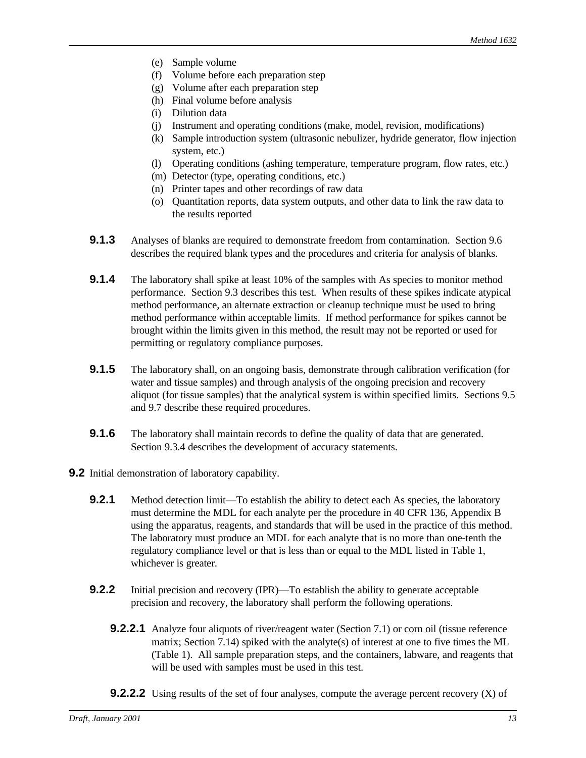(e) Sample volume
(f) Volume before each preparation step
(g) Volume after each preparation step
(h) Final volume before analysis
(i) Dilution data
(j) Instrument and operating conditions (make, model, revision, modifications)
(k) Sample introduction system (ultrasonic nebulizer, hydride generator, flow injection system, etc.)
(l) Operating conditions (ashing temperature, temperature program, flow rates, etc.)
(m) Detector (type, operating conditions, etc.)
(n) Printer tapes and other recordings of raw data
(o) Quantitation reports, data system outputs, and other data to link the raw data to the results reported

**9.1.3** Analyses of blanks are required to demonstrate freedom from contamination. Section 9.6 describes the required blank types and the procedures and criteria for analysis of blanks.

**9.1.4** The laboratory shall spike at least 10% of the samples with As species to monitor method performance. Section 9.3 describes this test. When results of these spikes indicate atypical method performance, an alternate extraction or cleanup technique must be used to bring method performance within acceptable limits. If method performance for spikes cannot be brought within the limits given in this method, the result may not be reported or used for permitting or regulatory compliance purposes.

**9.1.5** The laboratory shall, on an ongoing basis, demonstrate through calibration verification (for water and tissue samples) and through analysis of the ongoing precision and recovery aliquot (for tissue samples) that the analytical system is within specified limits. Sections 9.5 and 9.7 describe these required procedures.

**9.1.6** The laboratory shall maintain records to define the quality of data that are generated. Section 9.3.4 describes the development of accuracy statements.

**9.2** Initial demonstration of laboratory capability.

**9.2.1** Method detection limit—To establish the ability to detect each As species, the laboratory must determine the MDL for each analyte per the procedure in 40 CFR 136, Appendix B using the apparatus, reagents, and standards that will be used in the practice of this method. The laboratory must produce an MDL for each analyte that is no more than one-tenth the regulatory compliance level or that is less than or equal to the MDL listed in Table 1, whichever is greater.

**9.2.2** Initial precision and recovery (IPR)—To establish the ability to generate acceptable precision and recovery, the laboratory shall perform the following operations.

**9.2.2.1** Analyze four aliquots of river/reagent water (Section 7.1) or corn oil (tissue reference matrix; Section 7.14) spiked with the analyte(s) of interest at one to five times the ML (Table 1). All sample preparation steps, and the containers, labware, and reagents that will be used with samples must be used in this test.

**9.2.2.2** Using results of the set of four analyses, compute the average percent recovery (X) of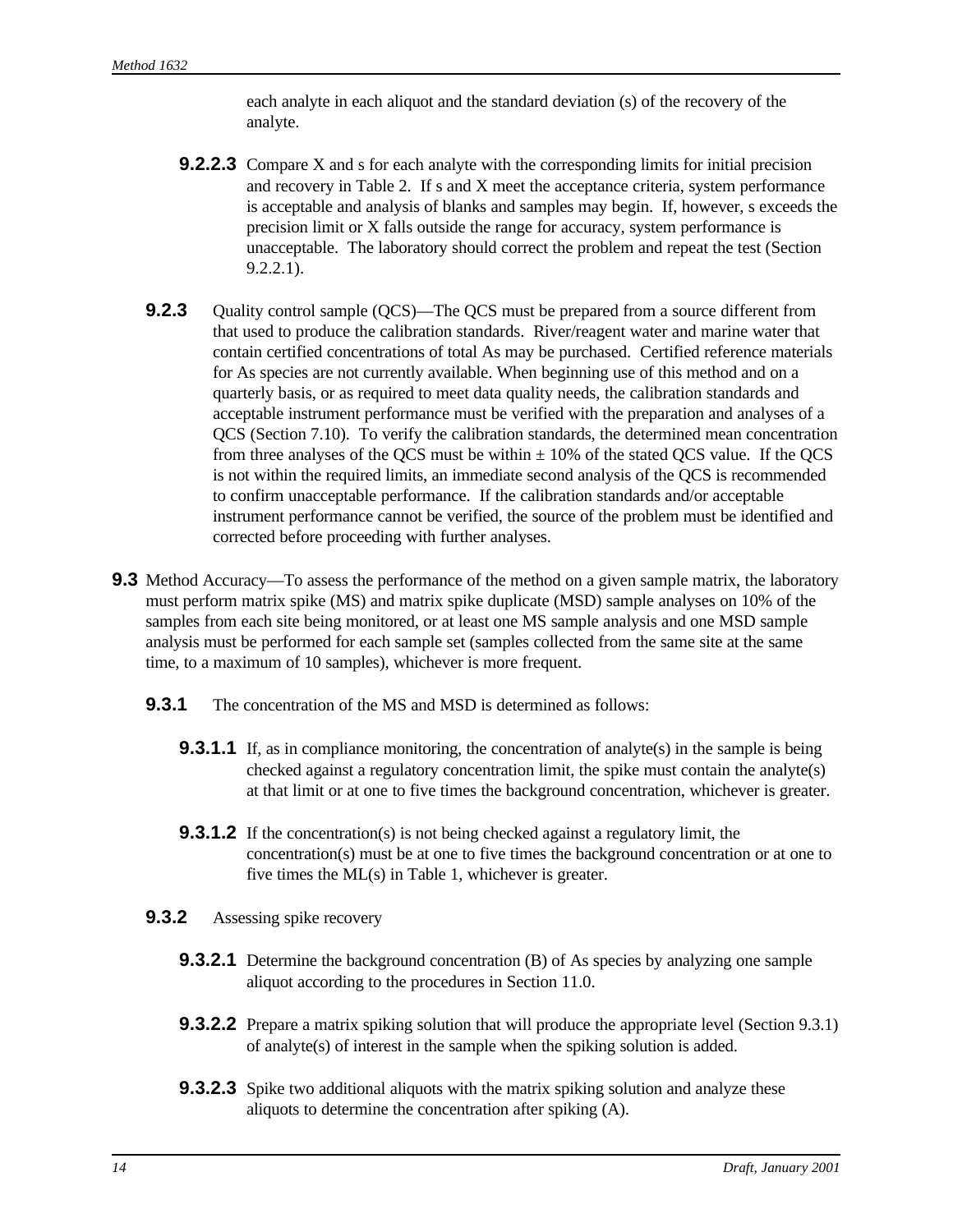each analyte in each aliquot and the standard deviation (s) of the recovery of the analyte.

**9.2.2.3** Compare X and s for each analyte with the corresponding limits for initial precision and recovery in Table 2. If s and X meet the acceptance criteria, system performance is acceptable and analysis of blanks and samples may begin. If, however, s exceeds the precision limit or X falls outside the range for accuracy, system performance is unacceptable. The laboratory should correct the problem and repeat the test (Section 9.2.2.1).

**9.2.3** Quality control sample (QCS)—The QCS must be prepared from a source different from that used to produce the calibration standards. River/reagent water and marine water that contain certified concentrations of total As may be purchased. Certified reference materials for As species are not currently available. When beginning use of this method and on a quarterly basis, or as required to meet data quality needs, the calibration standards and acceptable instrument performance must be verified with the preparation and analyses of a QCS (Section 7.10). To verify the calibration standards, the determined mean concentration from three analyses of the QCS must be within ± 10% of the stated QCS value. If the QCS is not within the required limits, an immediate second analysis of the QCS is recommended to confirm unacceptable performance. If the calibration standards and/or acceptable instrument performance cannot be verified, the source of the problem must be identified and corrected before proceeding with further analyses.

**9.3** Method Accuracy—To assess the performance of the method on a given sample matrix, the laboratory must perform matrix spike (MS) and matrix spike duplicate (MSD) sample analyses on 10% of the samples from each site being monitored, or at least one MS sample analysis and one MSD sample analysis must be performed for each sample set (samples collected from the same site at the same time, to a maximum of 10 samples), whichever is more frequent.

**9.3.1** The concentration of the MS and MSD is determined as follows:

**9.3.1.1** If, as in compliance monitoring, the concentration of analyte(s) in the sample is being checked against a regulatory concentration limit, the spike must contain the analyte(s) at that limit or at one to five times the background concentration, whichever is greater.

**9.3.1.2** If the concentration(s) is not being checked against a regulatory limit, the concentration(s) must be at one to five times the background concentration or at one to five times the ML(s) in Table 1, whichever is greater.

**9.3.2** Assessing spike recovery

**9.3.2.1** Determine the background concentration (B) of As species by analyzing one sample aliquot according to the procedures in Section 11.0.

**9.3.2.2** Prepare a matrix spiking solution that will produce the appropriate level (Section 9.3.1) of analyte(s) of interest in the sample when the spiking solution is added.

**9.3.2.3** Spike two additional aliquots with the matrix spiking solution and analyze these aliquots to determine the concentration after spiking (A).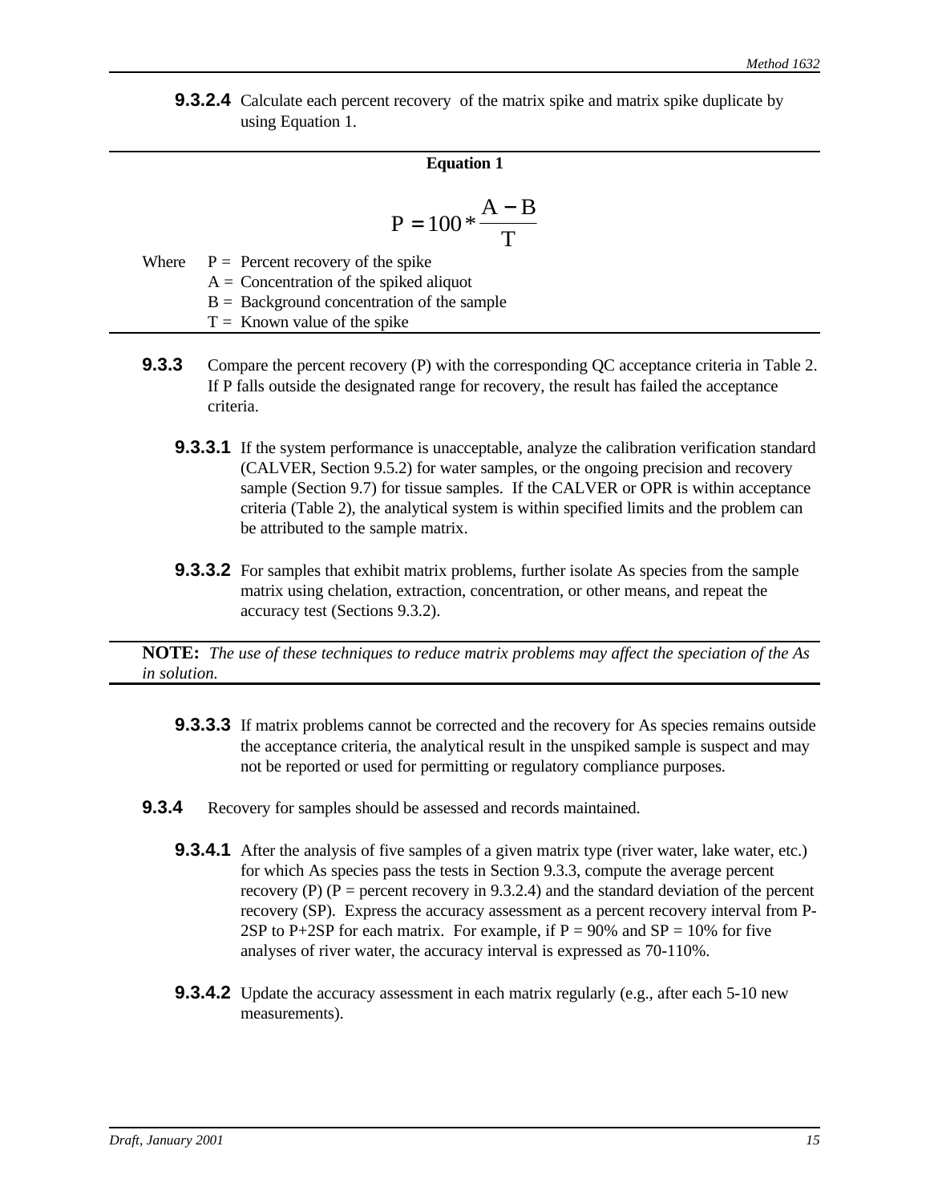**9.3.2.4** Calculate each percent recovery of the matrix spike and matrix spike duplicate by using Equation 1.

**Equation 1**

$$P = 100 * \frac{A - B}{T}$$

Where
- P = Percent recovery of the spike
- A = Concentration of the spiked aliquot
- B = Background concentration of the sample
- T = Known value of the spike

**9.3.3** Compare the percent recovery (P) with the corresponding QC acceptance criteria in Table 2. If P falls outside the designated range for recovery, the result has failed the acceptance criteria.

**9.3.3.1** If the system performance is unacceptable, analyze the calibration verification standard (CALVER, Section 9.5.2) for water samples, or the ongoing precision and recovery sample (Section 9.7) for tissue samples. If the CALVER or OPR is within acceptance criteria (Table 2), the analytical system is within specified limits and the problem can be attributed to the sample matrix.

**9.3.3.2** For samples that exhibit matrix problems, further isolate As species from the sample matrix using chelation, extraction, concentration, or other means, and repeat the accuracy test (Sections 9.3.2).

**NOTE:** *The use of these techniques to reduce matrix problems may affect the speciation of the As in solution.*

**9.3.3.3** If matrix problems cannot be corrected and the recovery for As species remains outside the acceptance criteria, the analytical result in the unspiked sample is suspect and may not be reported or used for permitting or regulatory compliance purposes.

**9.3.4** Recovery for samples should be assessed and records maintained.

**9.3.4.1** After the analysis of five samples of a given matrix type (river water, lake water, etc.) for which As species pass the tests in Section 9.3.3, compute the average percent recovery (P) (P = percent recovery in 9.3.2.4) and the standard deviation of the percent recovery (SP). Express the accuracy assessment as a percent recovery interval from P-2SP to P+2SP for each matrix. For example, if P = 90% and SP = 10% for five analyses of river water, the accuracy interval is expressed as 70-110%.

**9.3.4.2** Update the accuracy assessment in each matrix regularly (e.g., after each 5-10 new measurements).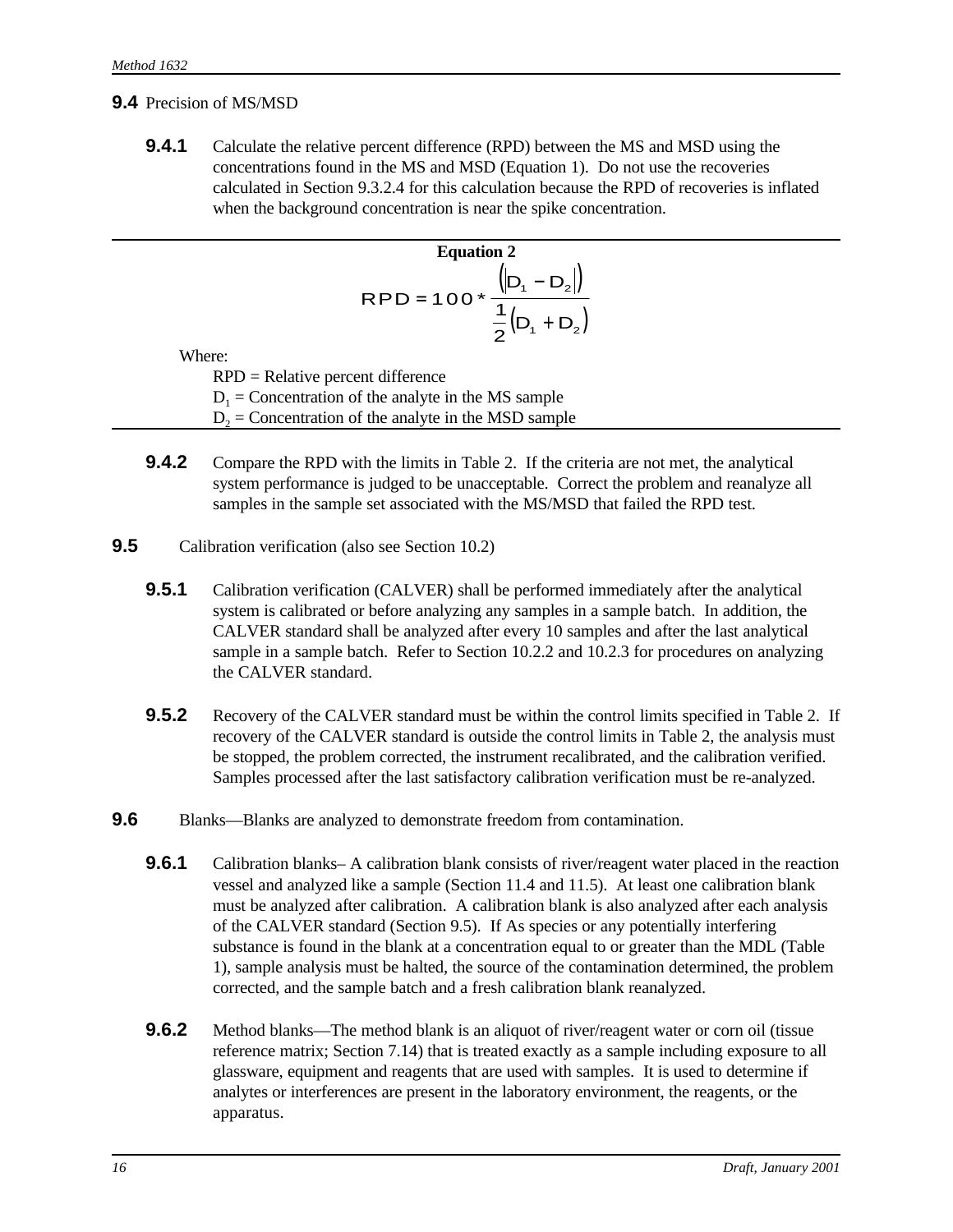**9.4** Precision of MS/MSD

**9.4.1** Calculate the relative percent difference (RPD) between the MS and MSD using the concentrations found in the MS and MSD (Equation 1). Do not use the recoveries calculated in Section 9.3.2.4 for this calculation because the RPD of recoveries is inflated when the background concentration is near the spike concentration.

**Equation 2**

$$RPD = 100 * \frac{\left(\left|D_1 - D_2\right|\right)}{\frac{1}{2}\left(D_1 + D_2\right)}$$

Where:

RPD = Relative percent difference
$D_1$ = Concentration of the analyte in the MS sample
$D_2$ = Concentration of the analyte in the MSD sample

**9.4.2** Compare the RPD with the limits in Table 2. If the criteria are not met, the analytical system performance is judged to be unacceptable. Correct the problem and reanalyze all samples in the sample set associated with the MS/MSD that failed the RPD test.

**9.5** Calibration verification (also see Section 10.2)

**9.5.1** Calibration verification (CALVER) shall be performed immediately after the analytical system is calibrated or before analyzing any samples in a sample batch. In addition, the CALVER standard shall be analyzed after every 10 samples and after the last analytical sample in a sample batch. Refer to Section 10.2.2 and 10.2.3 for procedures on analyzing the CALVER standard.

**9.5.2** Recovery of the CALVER standard must be within the control limits specified in Table 2. If recovery of the CALVER standard is outside the control limits in Table 2, the analysis must be stopped, the problem corrected, the instrument recalibrated, and the calibration verified. Samples processed after the last satisfactory calibration verification must be re-analyzed.

**9.6** Blanks—Blanks are analyzed to demonstrate freedom from contamination.

**9.6.1** Calibration blanks– A calibration blank consists of river/reagent water placed in the reaction vessel and analyzed like a sample (Section 11.4 and 11.5). At least one calibration blank must be analyzed after calibration. A calibration blank is also analyzed after each analysis of the CALVER standard (Section 9.5). If As species or any potentially interfering substance is found in the blank at a concentration equal to or greater than the MDL (Table 1), sample analysis must be halted, the source of the contamination determined, the problem corrected, and the sample batch and a fresh calibration blank reanalyzed.

**9.6.2** Method blanks—The method blank is an aliquot of river/reagent water or corn oil (tissue reference matrix; Section 7.14) that is treated exactly as a sample including exposure to all glassware, equipment and reagents that are used with samples. It is used to determine if analytes or interferences are present in the laboratory environment, the reagents, or the apparatus.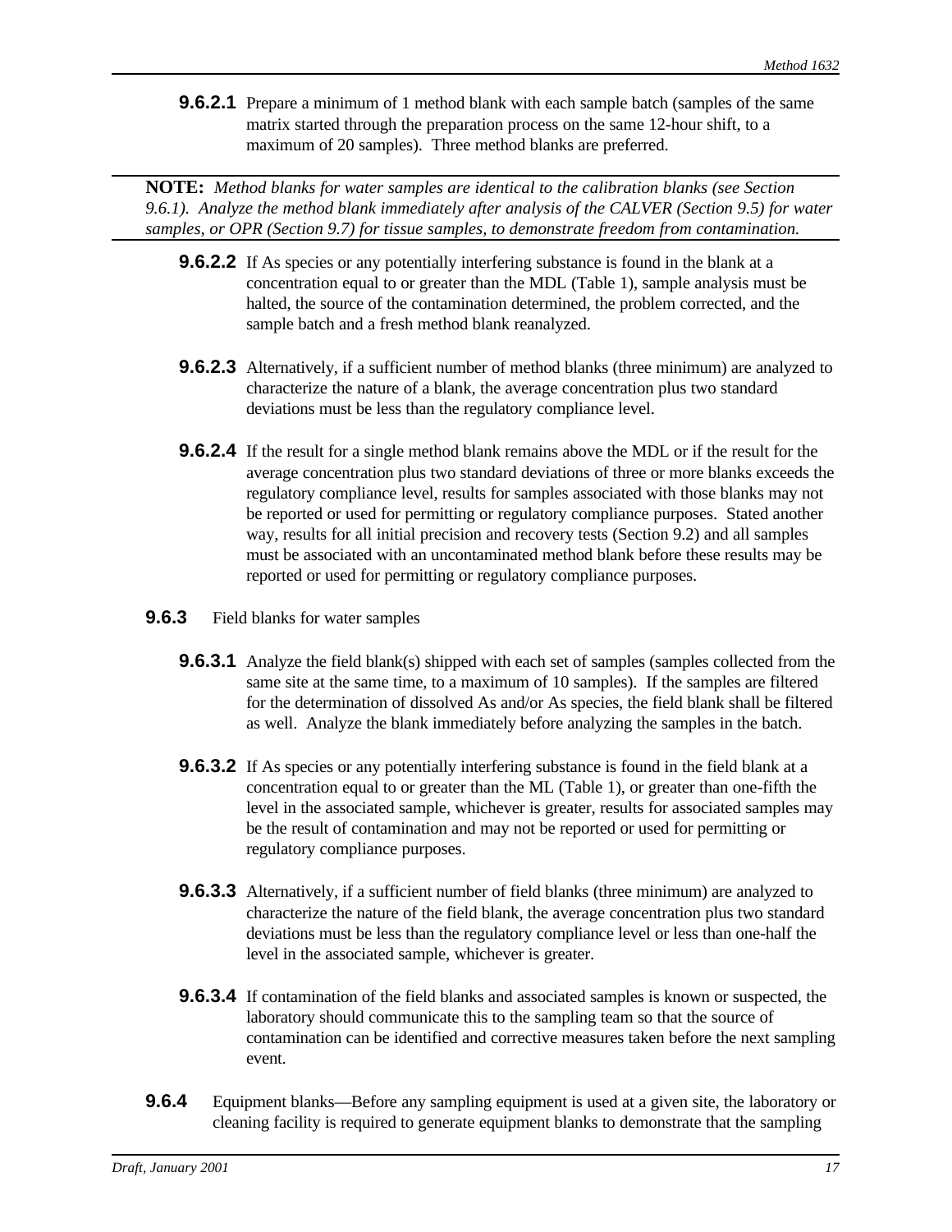**9.6.2.1** Prepare a minimum of 1 method blank with each sample batch (samples of the same matrix started through the preparation process on the same 12-hour shift, to a maximum of 20 samples). Three method blanks are preferred.

---

**NOTE:** *Method blanks for water samples are identical to the calibration blanks (see Section 9.6.1). Analyze the method blank immediately after analysis of the CALVER (Section 9.5) for water samples, or OPR (Section 9.7) for tissue samples, to demonstrate freedom from contamination.*

---

**9.6.2.2** If As species or any potentially interfering substance is found in the blank at a concentration equal to or greater than the MDL (Table 1), sample analysis must be halted, the source of the contamination determined, the problem corrected, and the sample batch and a fresh method blank reanalyzed.

**9.6.2.3** Alternatively, if a sufficient number of method blanks (three minimum) are analyzed to characterize the nature of a blank, the average concentration plus two standard deviations must be less than the regulatory compliance level.

**9.6.2.4** If the result for a single method blank remains above the MDL or if the result for the average concentration plus two standard deviations of three or more blanks exceeds the regulatory compliance level, results for samples associated with those blanks may not be reported or used for permitting or regulatory compliance purposes. Stated another way, results for all initial precision and recovery tests (Section 9.2) and all samples must be associated with an uncontaminated method blank before these results may be reported or used for permitting or regulatory compliance purposes.

**9.6.3** Field blanks for water samples

**9.6.3.1** Analyze the field blank(s) shipped with each set of samples (samples collected from the same site at the same time, to a maximum of 10 samples). If the samples are filtered for the determination of dissolved As and/or As species, the field blank shall be filtered as well. Analyze the blank immediately before analyzing the samples in the batch.

**9.6.3.2** If As species or any potentially interfering substance is found in the field blank at a concentration equal to or greater than the ML (Table 1), or greater than one-fifth the level in the associated sample, whichever is greater, results for associated samples may be the result of contamination and may not be reported or used for permitting or regulatory compliance purposes.

**9.6.3.3** Alternatively, if a sufficient number of field blanks (three minimum) are analyzed to characterize the nature of the field blank, the average concentration plus two standard deviations must be less than the regulatory compliance level or less than one-half the level in the associated sample, whichever is greater.

**9.6.3.4** If contamination of the field blanks and associated samples is known or suspected, the laboratory should communicate this to the sampling team so that the source of contamination can be identified and corrective measures taken before the next sampling event.

**9.6.4** Equipment blanks—Before any sampling equipment is used at a given site, the laboratory or cleaning facility is required to generate equipment blanks to demonstrate that the sampling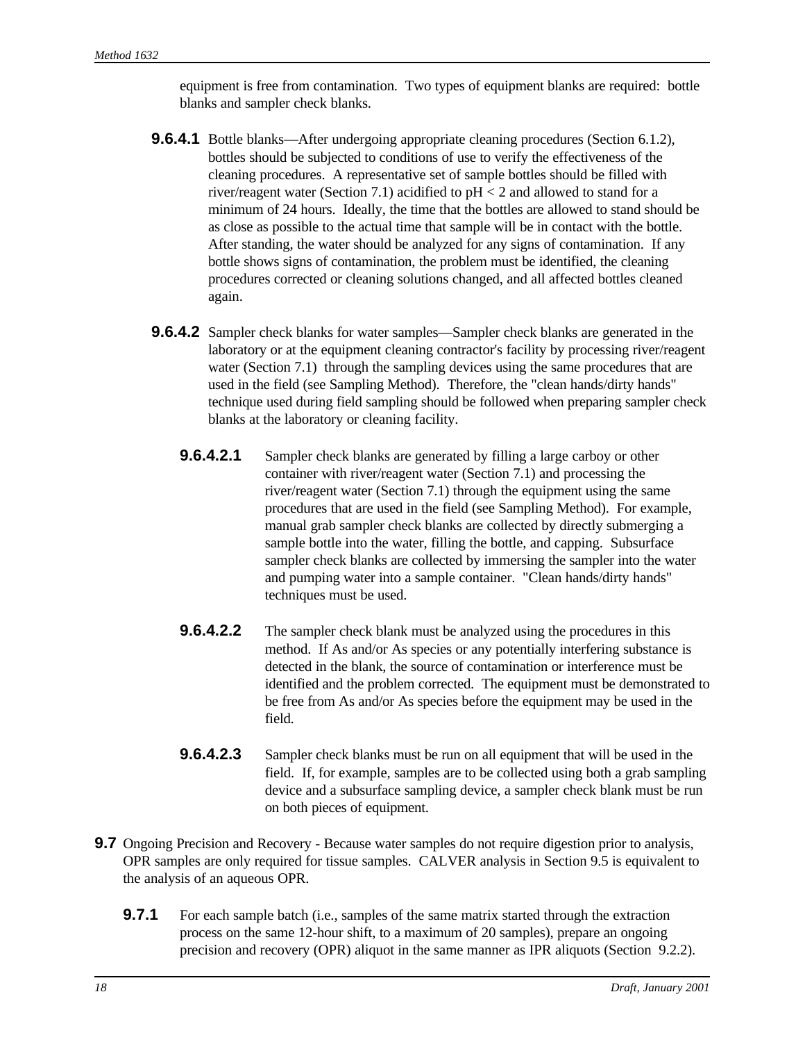equipment is free from contamination. Two types of equipment blanks are required: bottle blanks and sampler check blanks.

**9.6.4.1** Bottle blanks—After undergoing appropriate cleaning procedures (Section 6.1.2), bottles should be subjected to conditions of use to verify the effectiveness of the cleaning procedures. A representative set of sample bottles should be filled with river/reagent water (Section 7.1) acidified to pH < 2 and allowed to stand for a minimum of 24 hours. Ideally, the time that the bottles are allowed to stand should be as close as possible to the actual time that sample will be in contact with the bottle. After standing, the water should be analyzed for any signs of contamination. If any bottle shows signs of contamination, the problem must be identified, the cleaning procedures corrected or cleaning solutions changed, and all affected bottles cleaned again.

**9.6.4.2** Sampler check blanks for water samples—Sampler check blanks are generated in the laboratory or at the equipment cleaning contractor's facility by processing river/reagent water (Section 7.1) through the sampling devices using the same procedures that are used in the field (see Sampling Method). Therefore, the "clean hands/dirty hands" technique used during field sampling should be followed when preparing sampler check blanks at the laboratory or cleaning facility.

**9.6.4.2.1** Sampler check blanks are generated by filling a large carboy or other container with river/reagent water (Section 7.1) and processing the river/reagent water (Section 7.1) through the equipment using the same procedures that are used in the field (see Sampling Method). For example, manual grab sampler check blanks are collected by directly submerging a sample bottle into the water, filling the bottle, and capping. Subsurface sampler check blanks are collected by immersing the sampler into the water and pumping water into a sample container. "Clean hands/dirty hands" techniques must be used.

**9.6.4.2.2** The sampler check blank must be analyzed using the procedures in this method. If As and/or As species or any potentially interfering substance is detected in the blank, the source of contamination or interference must be identified and the problem corrected. The equipment must be demonstrated to be free from As and/or As species before the equipment may be used in the field.

**9.6.4.2.3** Sampler check blanks must be run on all equipment that will be used in the field. If, for example, samples are to be collected using both a grab sampling device and a subsurface sampling device, a sampler check blank must be run on both pieces of equipment.

**9.7** Ongoing Precision and Recovery - Because water samples do not require digestion prior to analysis, OPR samples are only required for tissue samples. CALVER analysis in Section 9.5 is equivalent to the analysis of an aqueous OPR.

**9.7.1** For each sample batch (i.e., samples of the same matrix started through the extraction process on the same 12-hour shift, to a maximum of 20 samples), prepare an ongoing precision and recovery (OPR) aliquot in the same manner as IPR aliquots (Section 9.2.2).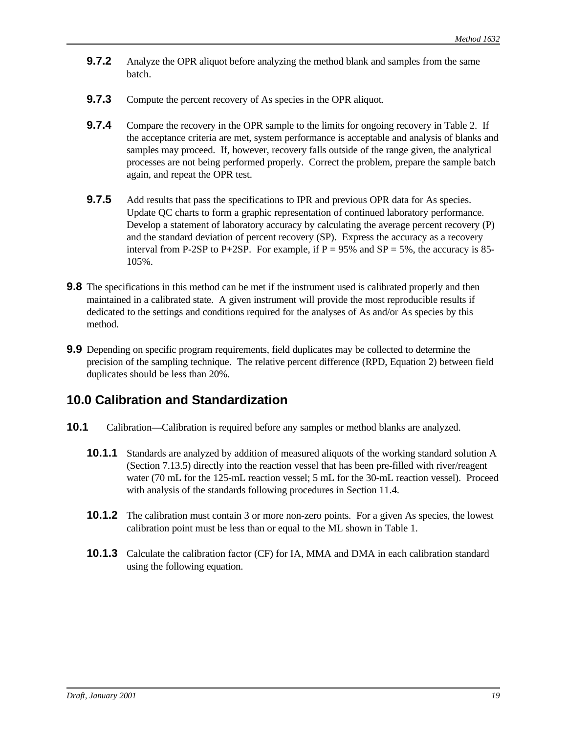**9.7.2** Analyze the OPR aliquot before analyzing the method blank and samples from the same batch.

**9.7.3** Compute the percent recovery of As species in the OPR aliquot.

**9.7.4** Compare the recovery in the OPR sample to the limits for ongoing recovery in Table 2. If the acceptance criteria are met, system performance is acceptable and analysis of blanks and samples may proceed. If, however, recovery falls outside of the range given, the analytical processes are not being performed properly. Correct the problem, prepare the sample batch again, and repeat the OPR test.

**9.7.5** Add results that pass the specifications to IPR and previous OPR data for As species. Update QC charts to form a graphic representation of continued laboratory performance. Develop a statement of laboratory accuracy by calculating the average percent recovery (P) and the standard deviation of percent recovery (SP). Express the accuracy as a recovery interval from P-2SP to P+2SP. For example, if P = 95% and SP = 5%, the accuracy is 85-105%.

**9.8** The specifications in this method can be met if the instrument used is calibrated properly and then maintained in a calibrated state. A given instrument will provide the most reproducible results if dedicated to the settings and conditions required for the analyses of As and/or As species by this method.

**9.9** Depending on specific program requirements, field duplicates may be collected to determine the precision of the sampling technique. The relative percent difference (RPD, Equation 2) between field duplicates should be less than 20%.

## 10.0 Calibration and Standardization

**10.1** Calibration—Calibration is required before any samples or method blanks are analyzed.

**10.1.1** Standards are analyzed by addition of measured aliquots of the working standard solution A (Section 7.13.5) directly into the reaction vessel that has been pre-filled with river/reagent water (70 mL for the 125-mL reaction vessel; 5 mL for the 30-mL reaction vessel). Proceed with analysis of the standards following procedures in Section 11.4.

**10.1.2** The calibration must contain 3 or more non-zero points. For a given As species, the lowest calibration point must be less than or equal to the ML shown in Table 1.

**10.1.3** Calculate the calibration factor (CF) for IA, MMA and DMA in each calibration standard using the following equation.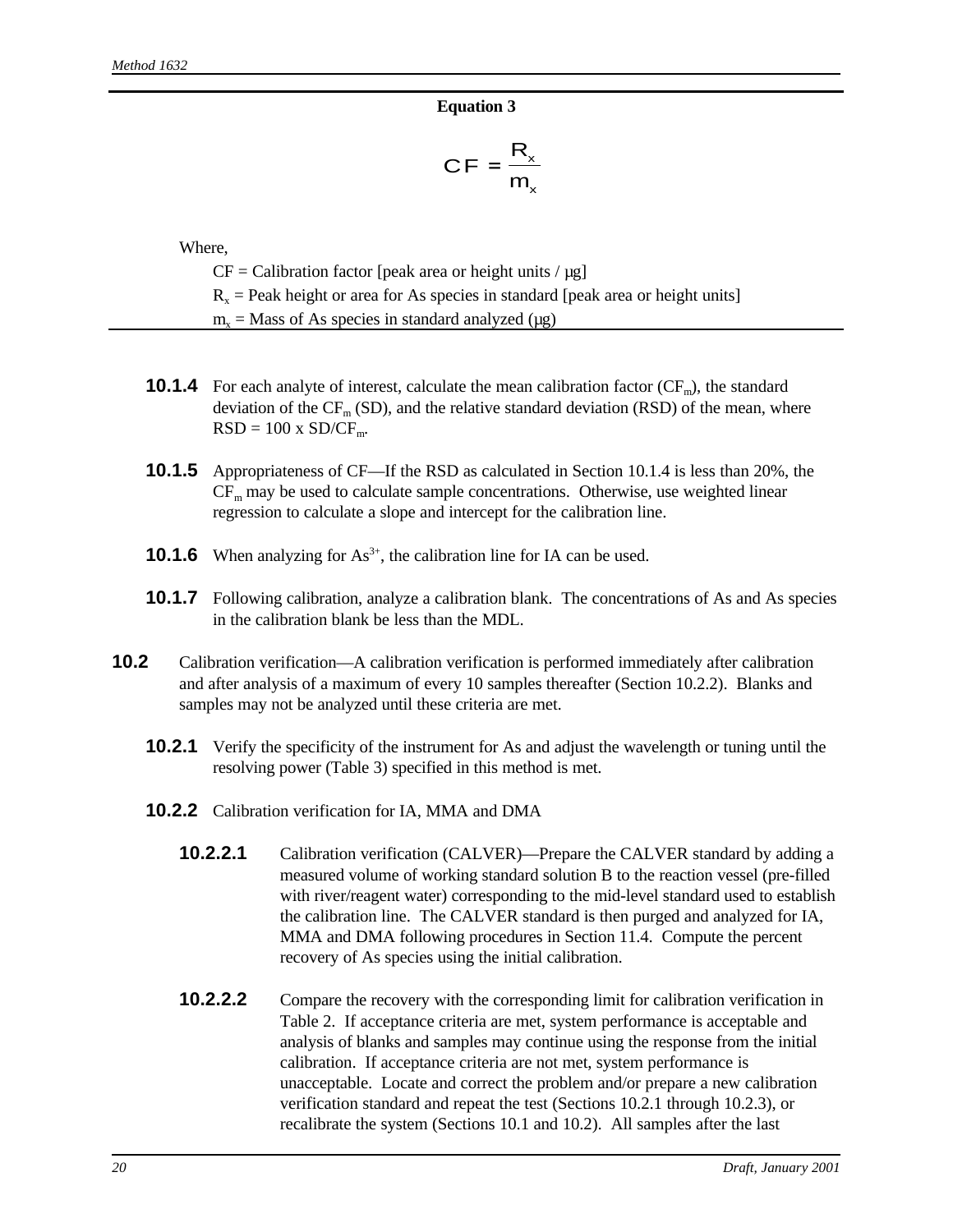**Equation 3**

$$CF = \frac{R_x}{m_x}$$

Where,

CF = Calibration factor [peak area or height units / µg]

$R_x$ = Peak height or area for As species in standard [peak area or height units]

$m_x$ = Mass of As species in standard analyzed (µg)

**10.1.4** For each analyte of interest, calculate the mean calibration factor ($CF_m$), the standard deviation of the $CF_m$ (SD), and the relative standard deviation (RSD) of the mean, where RSD = 100 x SD/$CF_m$.

**10.1.5** Appropriateness of CF—If the RSD as calculated in Section 10.1.4 is less than 20%, the $CF_m$ may be used to calculate sample concentrations. Otherwise, use weighted linear regression to calculate a slope and intercept for the calibration line.

**10.1.6** When analyzing for $As^{3+}$, the calibration line for IA can be used.

**10.1.7** Following calibration, analyze a calibration blank. The concentrations of As and As species in the calibration blank be less than the MDL.

**10.2** Calibration verification—A calibration verification is performed immediately after calibration and after analysis of a maximum of every 10 samples thereafter (Section 10.2.2). Blanks and samples may not be analyzed until these criteria are met.

**10.2.1** Verify the specificity of the instrument for As and adjust the wavelength or tuning until the resolving power (Table 3) specified in this method is met.

**10.2.2** Calibration verification for IA, MMA and DMA

**10.2.2.1** Calibration verification (CALVER)—Prepare the CALVER standard by adding a measured volume of working standard solution B to the reaction vessel (pre-filled with river/reagent water) corresponding to the mid-level standard used to establish the calibration line. The CALVER standard is then purged and analyzed for IA, MMA and DMA following procedures in Section 11.4. Compute the percent recovery of As species using the initial calibration.

**10.2.2.2** Compare the recovery with the corresponding limit for calibration verification in Table 2. If acceptance criteria are met, system performance is acceptable and analysis of blanks and samples may continue using the response from the initial calibration. If acceptance criteria are not met, system performance is unacceptable. Locate and correct the problem and/or prepare a new calibration verification standard and repeat the test (Sections 10.2.1 through 10.2.3), or recalibrate the system (Sections 10.1 and 10.2). All samples after the last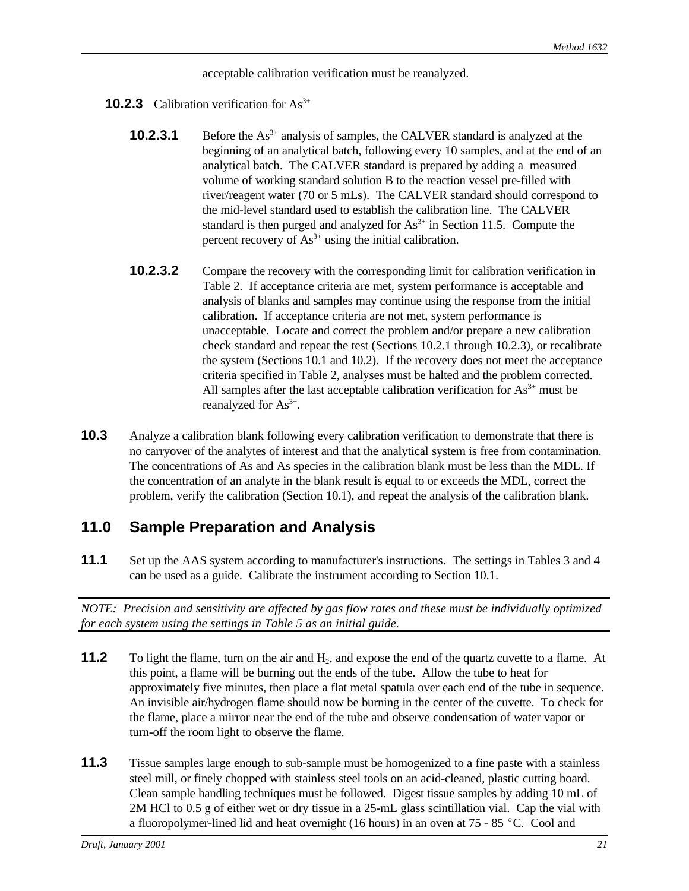acceptable calibration verification must be reanalyzed.

**10.2.3** Calibration verification for $As^{3+}$

**10.2.3.1** Before the $As^{3+}$ analysis of samples, the CALVER standard is analyzed at the beginning of an analytical batch, following every 10 samples, and at the end of an analytical batch. The CALVER standard is prepared by adding a measured volume of working standard solution B to the reaction vessel pre-filled with river/reagent water (70 or 5 mLs). The CALVER standard should correspond to the mid-level standard used to establish the calibration line. The CALVER standard is then purged and analyzed for $As^{3+}$ in Section 11.5. Compute the percent recovery of $As^{3+}$ using the initial calibration.

**10.2.3.2** Compare the recovery with the corresponding limit for calibration verification in Table 2. If acceptance criteria are met, system performance is acceptable and analysis of blanks and samples may continue using the response from the initial calibration. If acceptance criteria are not met, system performance is unacceptable. Locate and correct the problem and/or prepare a new calibration check standard and repeat the test (Sections 10.2.1 through 10.2.3), or recalibrate the system (Sections 10.1 and 10.2). If the recovery does not meet the acceptance criteria specified in Table 2, analyses must be halted and the problem corrected. All samples after the last acceptable calibration verification for $As^{3+}$ must be reanalyzed for $As^{3+}$.

**10.3** Analyze a calibration blank following every calibration verification to demonstrate that there is no carryover of the analytes of interest and that the analytical system is free from contamination. The concentrations of As and As species in the calibration blank must be less than the MDL. If the concentration of an analyte in the blank result is equal to or exceeds the MDL, correct the problem, verify the calibration (Section 10.1), and repeat the analysis of the calibration blank.

## 11.0 Sample Preparation and Analysis

**11.1** Set up the AAS system according to manufacturer's instructions. The settings in Tables 3 and 4 can be used as a guide. Calibrate the instrument according to Section 10.1.

*NOTE: Precision and sensitivity are affected by gas flow rates and these must be individually optimized for each system using the settings in Table 5 as an initial guide.*

**11.2** To light the flame, turn on the air and $H_2$, and expose the end of the quartz cuvette to a flame. At this point, a flame will be burning out the ends of the tube. Allow the tube to heat for approximately five minutes, then place a flat metal spatula over each end of the tube in sequence. An invisible air/hydrogen flame should now be burning in the center of the cuvette. To check for the flame, place a mirror near the end of the tube and observe condensation of water vapor or turn-off the room light to observe the flame.

**11.3** Tissue samples large enough to sub-sample must be homogenized to a fine paste with a stainless steel mill, or finely chopped with stainless steel tools on an acid-cleaned, plastic cutting board. Clean sample handling techniques must be followed. Digest tissue samples by adding 10 mL of 2M HCl to 0.5 g of either wet or dry tissue in a 25-mL glass scintillation vial. Cap the vial with a fluoropolymer-lined lid and heat overnight (16 hours) in an oven at 75 - 85 °C. Cool and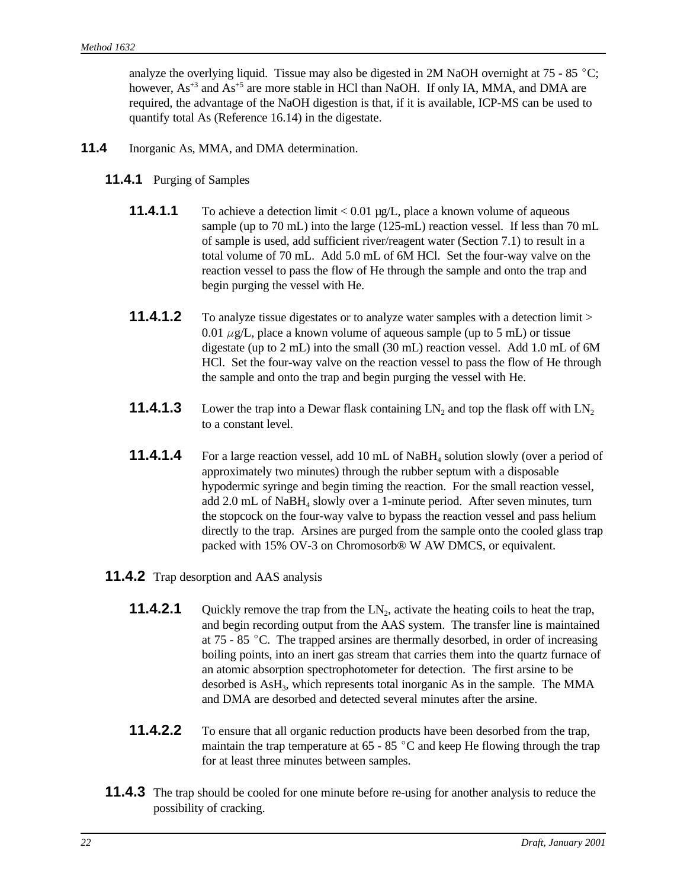analyze the overlying liquid. Tissue may also be digested in 2M NaOH overnight at 75 - 85 °C; however, $As^{+3}$ and $As^{+5}$ are more stable in HCl than NaOH. If only IA, MMA, and DMA are required, the advantage of the NaOH digestion is that, if it is available, ICP-MS can be used to quantify total As (Reference 16.14) in the digestate.

**11.4** Inorganic As, MMA, and DMA determination.

**11.4.1** Purging of Samples

**11.4.1.1** To achieve a detection limit < 0.01 µg/L, place a known volume of aqueous sample (up to 70 mL) into the large (125-mL) reaction vessel. If less than 70 mL of sample is used, add sufficient river/reagent water (Section 7.1) to result in a total volume of 70 mL. Add 5.0 mL of 6M HCl. Set the four-way valve on the reaction vessel to pass the flow of He through the sample and onto the trap and begin purging the vessel with He.

**11.4.1.2** To analyze tissue digestates or to analyze water samples with a detection limit > 0.01 µg/L, place a known volume of aqueous sample (up to 5 mL) or tissue digestate (up to 2 mL) into the small (30 mL) reaction vessel. Add 1.0 mL of 6M HCl. Set the four-way valve on the reaction vessel to pass the flow of He through the sample and onto the trap and begin purging the vessel with He.

**11.4.1.3** Lower the trap into a Dewar flask containing $LN_2$ and top the flask off with $LN_2$ to a constant level.

**11.4.1.4** For a large reaction vessel, add 10 mL of $NaBH_4$ solution slowly (over a period of approximately two minutes) through the rubber septum with a disposable hypodermic syringe and begin timing the reaction. For the small reaction vessel, add 2.0 mL of $NaBH_4$ slowly over a 1-minute period. After seven minutes, turn the stopcock on the four-way valve to bypass the reaction vessel and pass helium directly to the trap. Arsines are purged from the sample onto the cooled glass trap packed with 15% OV-3 on Chromosorb® W AW DMCS, or equivalent.

**11.4.2** Trap desorption and AAS analysis

**11.4.2.1** Quickly remove the trap from the $LN_2$, activate the heating coils to heat the trap, and begin recording output from the AAS system. The transfer line is maintained at 75 - 85 °C. The trapped arsines are thermally desorbed, in order of increasing boiling points, into an inert gas stream that carries them into the quartz furnace of an atomic absorption spectrophotometer for detection. The first arsine to be desorbed is $AsH_3$, which represents total inorganic As in the sample. The MMA and DMA are desorbed and detected several minutes after the arsine.

**11.4.2.2** To ensure that all organic reduction products have been desorbed from the trap, maintain the trap temperature at 65 - 85 °C and keep He flowing through the trap for at least three minutes between samples.

**11.4.3** The trap should be cooled for one minute before re-using for another analysis to reduce the possibility of cracking.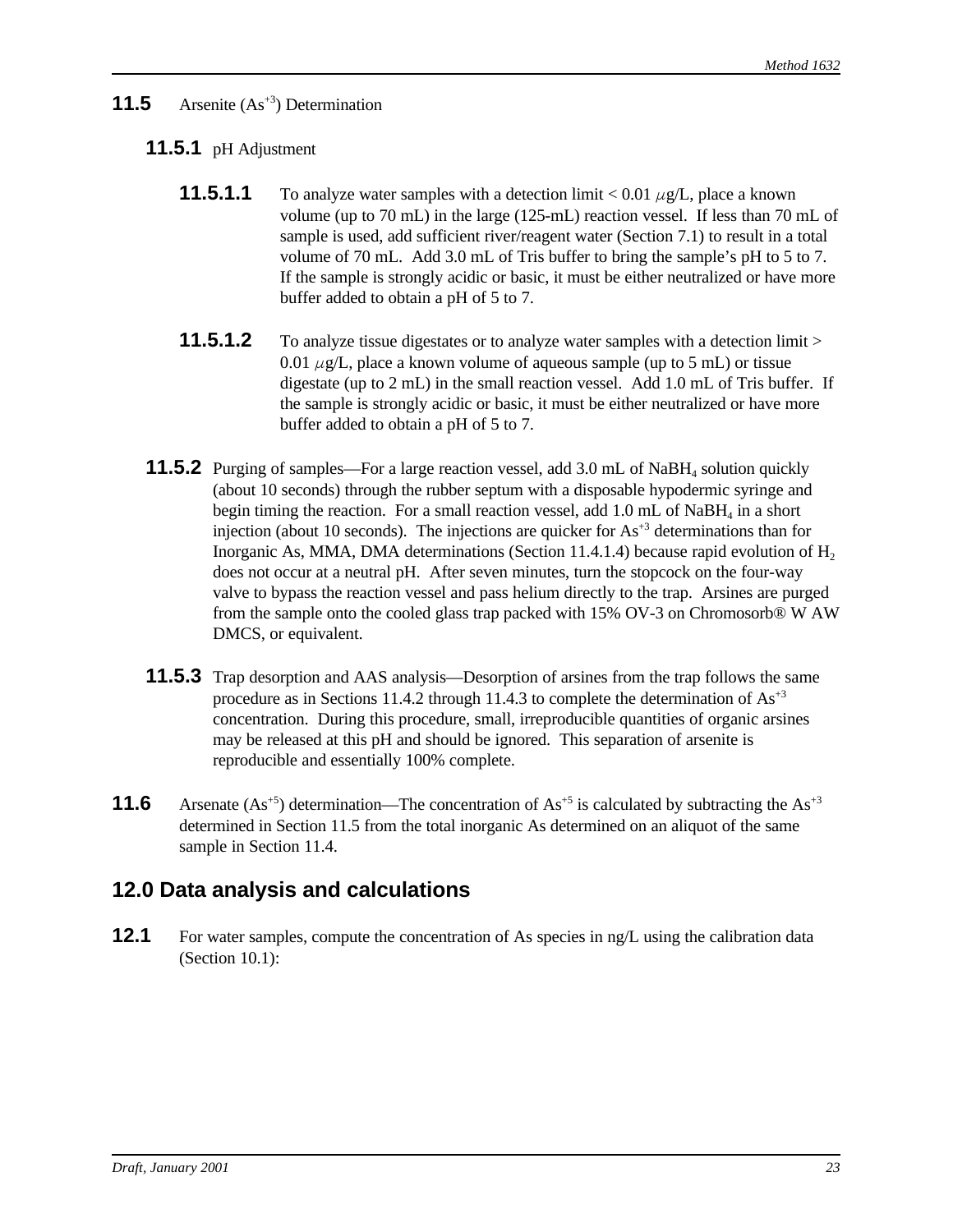## 11.5 Arsenite ($As^{+3}$) Determination

### 11.5.1 pH Adjustment

**11.5.1.1** To analyze water samples with a detection limit < 0.01 $\mu$g/L, place a known volume (up to 70 mL) in the large (125-mL) reaction vessel. If less than 70 mL of sample is used, add sufficient river/reagent water (Section 7.1) to result in a total volume of 70 mL. Add 3.0 mL of Tris buffer to bring the sample's pH to 5 to 7. If the sample is strongly acidic or basic, it must be either neutralized or have more buffer added to obtain a pH of 5 to 7.

**11.5.1.2** To analyze tissue digestates or to analyze water samples with a detection limit > 0.01 $\mu$g/L, place a known volume of aqueous sample (up to 5 mL) or tissue digestate (up to 2 mL) in the small reaction vessel. Add 1.0 mL of Tris buffer. If the sample is strongly acidic or basic, it must be either neutralized or have more buffer added to obtain a pH of 5 to 7.

**11.5.2** Purging of samples—For a large reaction vessel, add 3.0 mL of $NaBH_4$ solution quickly (about 10 seconds) through the rubber septum with a disposable hypodermic syringe and begin timing the reaction. For a small reaction vessel, add 1.0 mL of $NaBH_4$ in a short injection (about 10 seconds). The injections are quicker for $As^{+3}$ determinations than for Inorganic As, MMA, DMA determinations (Section 11.4.1.4) because rapid evolution of $H_2$ does not occur at a neutral pH. After seven minutes, turn the stopcock on the four-way valve to bypass the reaction vessel and pass helium directly to the trap. Arsines are purged from the sample onto the cooled glass trap packed with 15% OV-3 on Chromosorb® W AW DMCS, or equivalent.

**11.5.3** Trap desorption and AAS analysis—Desorption of arsines from the trap follows the same procedure as in Sections 11.4.2 through 11.4.3 to complete the determination of $As^{+3}$ concentration. During this procedure, small, irreproducible quantities of organic arsines may be released at this pH and should be ignored. This separation of arsenite is reproducible and essentially 100% complete.

**11.6** Arsenate ($As^{+5}$) determination—The concentration of $As^{+5}$ is calculated by subtracting the $As^{+3}$ determined in Section 11.5 from the total inorganic As determined on an aliquot of the same sample in Section 11.4.

# 12.0 Data analysis and calculations

**12.1** For water samples, compute the concentration of As species in ng/L using the calibration data (Section 10.1):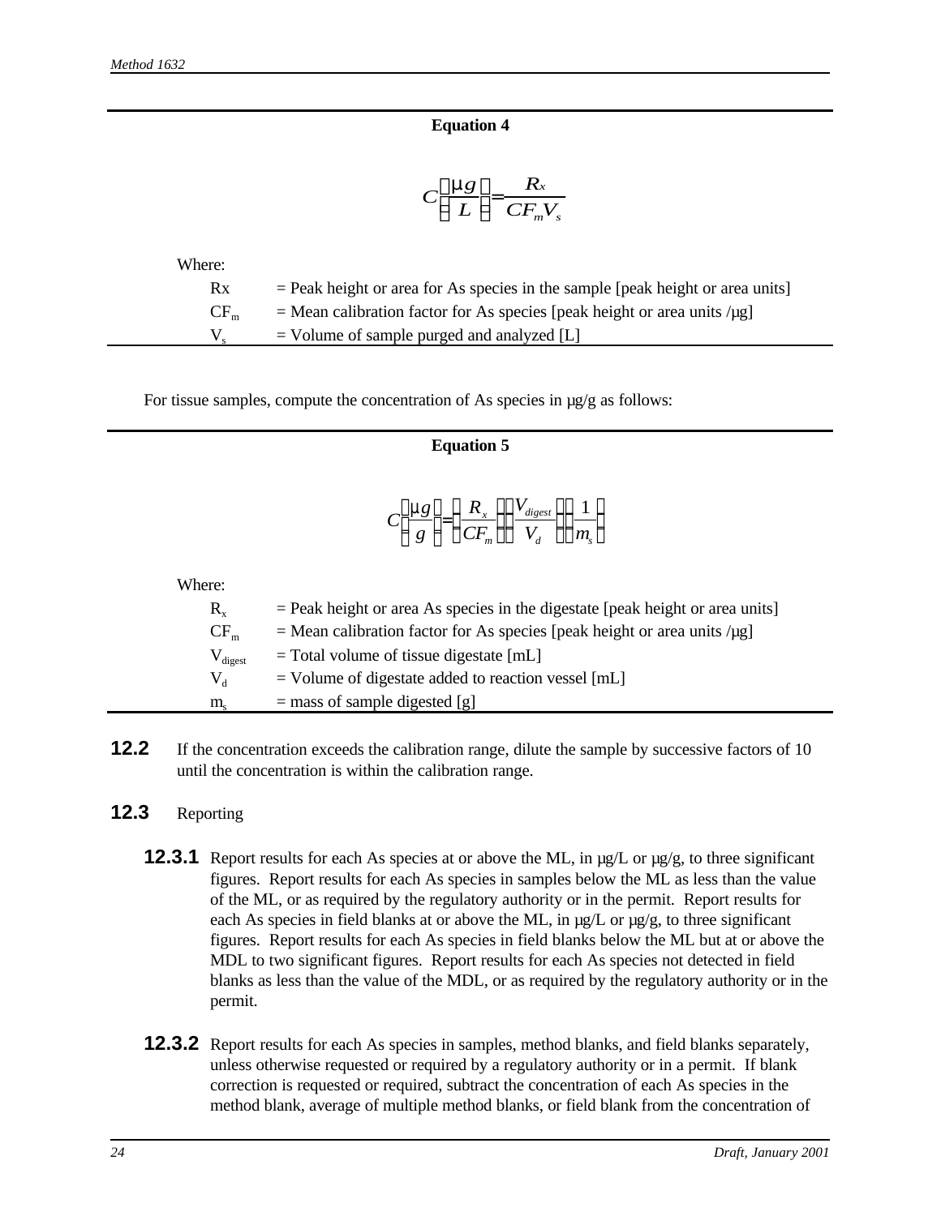**Equation 4**

$$C\left(\frac{\mu g}{L}\right) = \frac{R_x}{CF_m V_s}$$

Where:

- Rx = Peak height or area for As species in the sample [peak height or area units]
- $CF_m$ = Mean calibration factor for As species [peak height or area units /µg]
- $V_s$ = Volume of sample purged and analyzed [L]

For tissue samples, compute the concentration of As species in µg/g as follows:

**Equation 5**

$$C\left(\frac{\mu g}{g}\right) = \left(\frac{R_x}{CF_m}\right)\left(\frac{V_{digest}}{V_d}\right)\left(\frac{1}{m_s}\right)$$

Where:

- $R_x$ = Peak height or area As species in the digestate [peak height or area units]
- $CF_m$ = Mean calibration factor for As species [peak height or area units /µg]
- $V_{digest}$ = Total volume of tissue digestate [mL]
- $V_d$ = Volume of digestate added to reaction vessel [mL]
- $m_s$ = mass of sample digested [g]

**12.2** If the concentration exceeds the calibration range, dilute the sample by successive factors of 10 until the concentration is within the calibration range.

**12.3** Reporting

**12.3.1** Report results for each As species at or above the ML, in µg/L or µg/g, to three significant figures. Report results for each As species in samples below the ML as less than the value of the ML, or as required by the regulatory authority or in the permit. Report results for each As species in field blanks at or above the ML, in µg/L or µg/g, to three significant figures. Report results for each As species in field blanks below the ML but at or above the MDL to two significant figures. Report results for each As species not detected in field blanks as less than the value of the MDL, or as required by the regulatory authority or in the permit.

**12.3.2** Report results for each As species in samples, method blanks, and field blanks separately, unless otherwise requested or required by a regulatory authority or in a permit. If blank correction is requested or required, subtract the concentration of each As species in the method blank, average of multiple method blanks, or field blank from the concentration of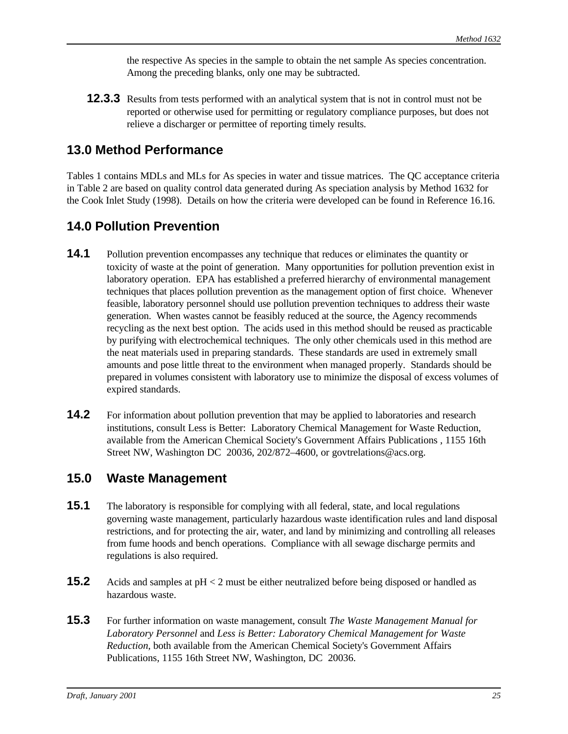the respective As species in the sample to obtain the net sample As species concentration. Among the preceding blanks, only one may be subtracted.

**12.3.3** Results from tests performed with an analytical system that is not in control must not be reported or otherwise used for permitting or regulatory compliance purposes, but does not relieve a discharger or permittee of reporting timely results.

## 13.0 Method Performance

Tables 1 contains MDLs and MLs for As species in water and tissue matrices. The QC acceptance criteria in Table 2 are based on quality control data generated during As speciation analysis by Method 1632 for the Cook Inlet Study (1998). Details on how the criteria were developed can be found in Reference 16.16.

## 14.0 Pollution Prevention

**14.1** Pollution prevention encompasses any technique that reduces or eliminates the quantity or toxicity of waste at the point of generation. Many opportunities for pollution prevention exist in laboratory operation. EPA has established a preferred hierarchy of environmental management techniques that places pollution prevention as the management option of first choice. Whenever feasible, laboratory personnel should use pollution prevention techniques to address their waste generation. When wastes cannot be feasibly reduced at the source, the Agency recommends recycling as the next best option. The acids used in this method should be reused as practicable by purifying with electrochemical techniques. The only other chemicals used in this method are the neat materials used in preparing standards. These standards are used in extremely small amounts and pose little threat to the environment when managed properly. Standards should be prepared in volumes consistent with laboratory use to minimize the disposal of excess volumes of expired standards.

**14.2** For information about pollution prevention that may be applied to laboratories and research institutions, consult Less is Better: Laboratory Chemical Management for Waste Reduction, available from the American Chemical Society's Government Affairs Publications , 1155 16th Street NW, Washington DC 20036, 202/872–4600, or govtrelations@acs.org.

## 15.0 Waste Management

**15.1** The laboratory is responsible for complying with all federal, state, and local regulations governing waste management, particularly hazardous waste identification rules and land disposal restrictions, and for protecting the air, water, and land by minimizing and controlling all releases from fume hoods and bench operations. Compliance with all sewage discharge permits and regulations is also required.

**15.2** Acids and samples at pH < 2 must be either neutralized before being disposed or handled as hazardous waste.

**15.3** For further information on waste management, consult *The Waste Management Manual for Laboratory Personnel* and *Less is Better: Laboratory Chemical Management for Waste Reduction*, both available from the American Chemical Society's Government Affairs Publications, 1155 16th Street NW, Washington, DC 20036.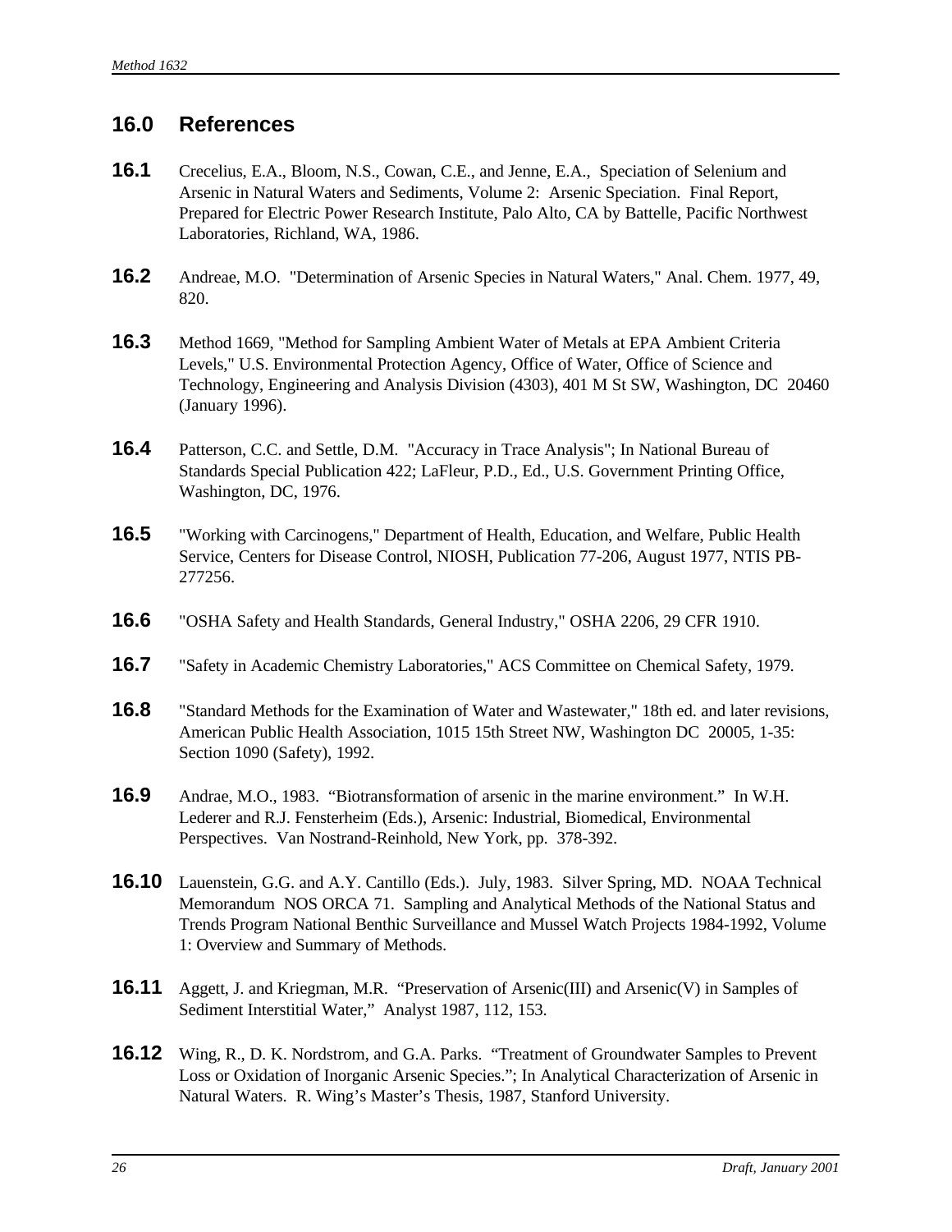## 16.0 References

**16.1** Crecelius, E.A., Bloom, N.S., Cowan, C.E., and Jenne, E.A., Speciation of Selenium and Arsenic in Natural Waters and Sediments, Volume 2: Arsenic Speciation. Final Report, Prepared for Electric Power Research Institute, Palo Alto, CA by Battelle, Pacific Northwest Laboratories, Richland, WA, 1986.

**16.2** Andreae, M.O. "Determination of Arsenic Species in Natural Waters," Anal. Chem. 1977, 49, 820.

**16.3** Method 1669, "Method for Sampling Ambient Water of Metals at EPA Ambient Criteria Levels," U.S. Environmental Protection Agency, Office of Water, Office of Science and Technology, Engineering and Analysis Division (4303), 401 M St SW, Washington, DC 20460 (January 1996).

**16.4** Patterson, C.C. and Settle, D.M. "Accuracy in Trace Analysis"; In National Bureau of Standards Special Publication 422; LaFleur, P.D., Ed., U.S. Government Printing Office, Washington, DC, 1976.

**16.5** "Working with Carcinogens," Department of Health, Education, and Welfare, Public Health Service, Centers for Disease Control, NIOSH, Publication 77-206, August 1977, NTIS PB-277256.

**16.6** "OSHA Safety and Health Standards, General Industry," OSHA 2206, 29 CFR 1910.

**16.7** "Safety in Academic Chemistry Laboratories," ACS Committee on Chemical Safety, 1979.

**16.8** "Standard Methods for the Examination of Water and Wastewater," 18th ed. and later revisions, American Public Health Association, 1015 15th Street NW, Washington DC 20005, 1-35: Section 1090 (Safety), 1992.

**16.9** Andrae, M.O., 1983. "Biotransformation of arsenic in the marine environment." In W.H. Lederer and R.J. Fensterheim (Eds.), Arsenic: Industrial, Biomedical, Environmental Perspectives. Van Nostrand-Reinhold, New York, pp. 378-392.

**16.10** Lauenstein, G.G. and A.Y. Cantillo (Eds.). July, 1983. Silver Spring, MD. NOAA Technical Memorandum NOS ORCA 71. Sampling and Analytical Methods of the National Status and Trends Program National Benthic Surveillance and Mussel Watch Projects 1984-1992, Volume 1: Overview and Summary of Methods.

**16.11** Aggett, J. and Kriegman, M.R. "Preservation of Arsenic(III) and Arsenic(V) in Samples of Sediment Interstitial Water," Analyst 1987, 112, 153.

**16.12** Wing, R., D. K. Nordstrom, and G.A. Parks. "Treatment of Groundwater Samples to Prevent Loss or Oxidation of Inorganic Arsenic Species."; In Analytical Characterization of Arsenic in Natural Waters. R. Wing's Master's Thesis, 1987, Stanford University.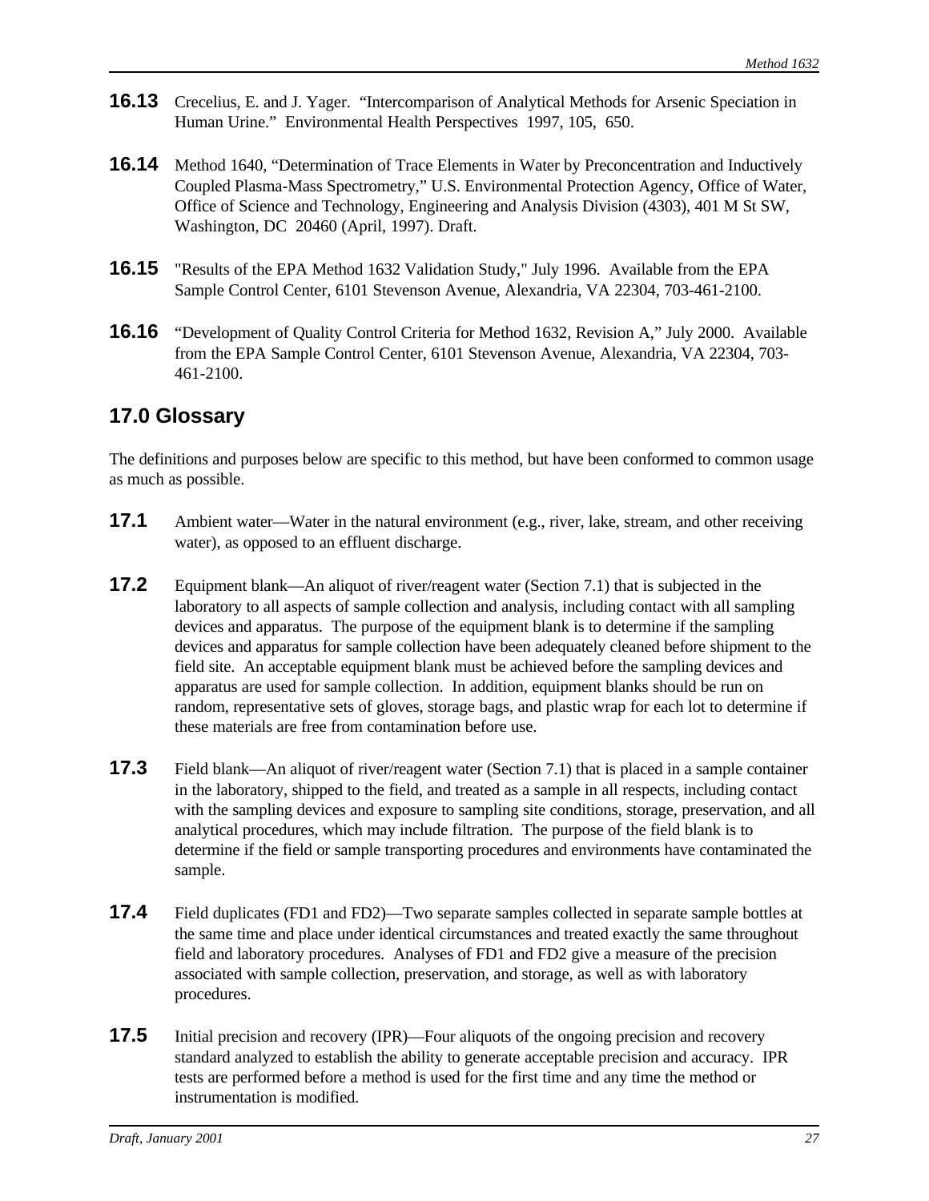**16.13** Crecelius, E. and J. Yager. "Intercomparison of Analytical Methods for Arsenic Speciation in Human Urine." Environmental Health Perspectives 1997, 105, 650.

**16.14** Method 1640, "Determination of Trace Elements in Water by Preconcentration and Inductively Coupled Plasma-Mass Spectrometry," U.S. Environmental Protection Agency, Office of Water, Office of Science and Technology, Engineering and Analysis Division (4303), 401 M St SW, Washington, DC 20460 (April, 1997). Draft.

**16.15** "Results of the EPA Method 1632 Validation Study," July 1996. Available from the EPA Sample Control Center, 6101 Stevenson Avenue, Alexandria, VA 22304, 703-461-2100.

**16.16** "Development of Quality Control Criteria for Method 1632, Revision A," July 2000. Available from the EPA Sample Control Center, 6101 Stevenson Avenue, Alexandria, VA 22304, 703-461-2100.

## 17.0 Glossary

The definitions and purposes below are specific to this method, but have been conformed to common usage as much as possible.

**17.1** Ambient water—Water in the natural environment (e.g., river, lake, stream, and other receiving water), as opposed to an effluent discharge.

**17.2** Equipment blank—An aliquot of river/reagent water (Section 7.1) that is subjected in the laboratory to all aspects of sample collection and analysis, including contact with all sampling devices and apparatus. The purpose of the equipment blank is to determine if the sampling devices and apparatus for sample collection have been adequately cleaned before shipment to the field site. An acceptable equipment blank must be achieved before the sampling devices and apparatus are used for sample collection. In addition, equipment blanks should be run on random, representative sets of gloves, storage bags, and plastic wrap for each lot to determine if these materials are free from contamination before use.

**17.3** Field blank—An aliquot of river/reagent water (Section 7.1) that is placed in a sample container in the laboratory, shipped to the field, and treated as a sample in all respects, including contact with the sampling devices and exposure to sampling site conditions, storage, preservation, and all analytical procedures, which may include filtration. The purpose of the field blank is to determine if the field or sample transporting procedures and environments have contaminated the sample.

**17.4** Field duplicates (FD1 and FD2)—Two separate samples collected in separate sample bottles at the same time and place under identical circumstances and treated exactly the same throughout field and laboratory procedures. Analyses of FD1 and FD2 give a measure of the precision associated with sample collection, preservation, and storage, as well as with laboratory procedures.

**17.5** Initial precision and recovery (IPR)—Four aliquots of the ongoing precision and recovery standard analyzed to establish the ability to generate acceptable precision and accuracy. IPR tests are performed before a method is used for the first time and any time the method or instrumentation is modified.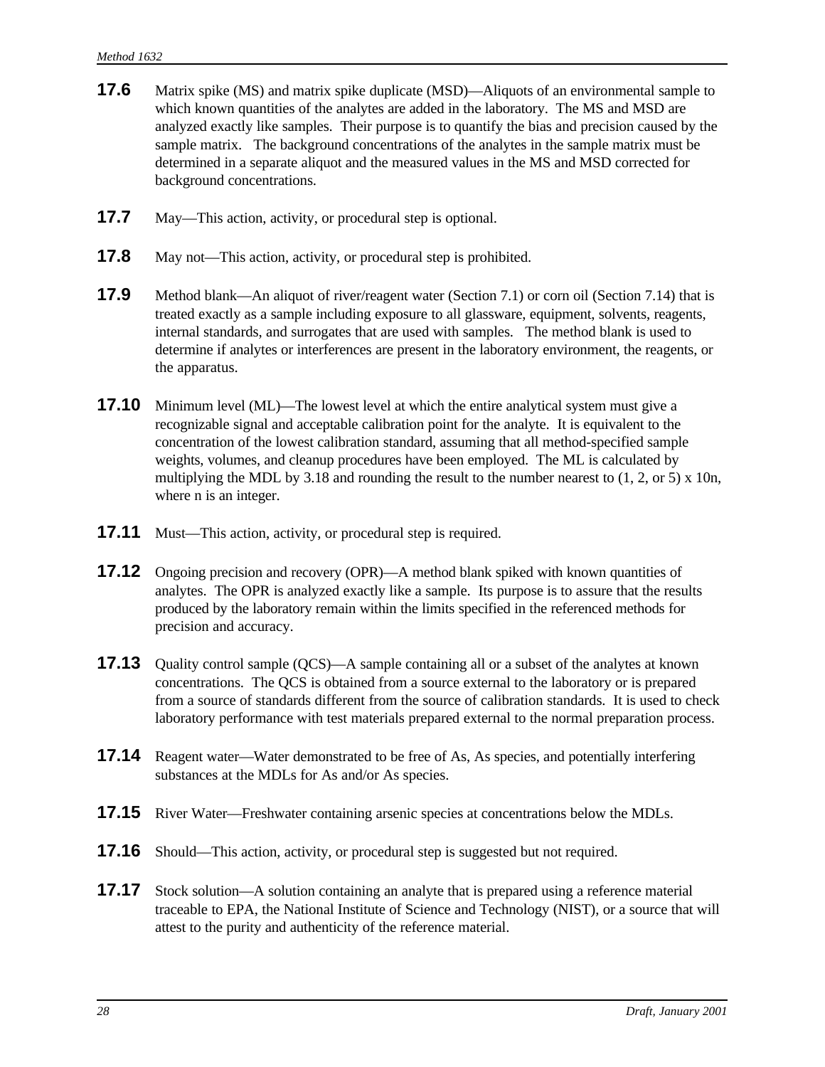**17.6** Matrix spike (MS) and matrix spike duplicate (MSD)—Aliquots of an environmental sample to which known quantities of the analytes are added in the laboratory. The MS and MSD are analyzed exactly like samples. Their purpose is to quantify the bias and precision caused by the sample matrix. The background concentrations of the analytes in the sample matrix must be determined in a separate aliquot and the measured values in the MS and MSD corrected for background concentrations.

**17.7** May—This action, activity, or procedural step is optional.

**17.8** May not—This action, activity, or procedural step is prohibited.

**17.9** Method blank—An aliquot of river/reagent water (Section 7.1) or corn oil (Section 7.14) that is treated exactly as a sample including exposure to all glassware, equipment, solvents, reagents, internal standards, and surrogates that are used with samples. The method blank is used to determine if analytes or interferences are present in the laboratory environment, the reagents, or the apparatus.

**17.10** Minimum level (ML)—The lowest level at which the entire analytical system must give a recognizable signal and acceptable calibration point for the analyte. It is equivalent to the concentration of the lowest calibration standard, assuming that all method-specified sample weights, volumes, and cleanup procedures have been employed. The ML is calculated by multiplying the MDL by 3.18 and rounding the result to the number nearest to (1, 2, or 5) x 10n, where n is an integer.

**17.11** Must—This action, activity, or procedural step is required.

**17.12** Ongoing precision and recovery (OPR)—A method blank spiked with known quantities of analytes. The OPR is analyzed exactly like a sample. Its purpose is to assure that the results produced by the laboratory remain within the limits specified in the referenced methods for precision and accuracy.

**17.13** Quality control sample (QCS)—A sample containing all or a subset of the analytes at known concentrations. The QCS is obtained from a source external to the laboratory or is prepared from a source of standards different from the source of calibration standards. It is used to check laboratory performance with test materials prepared external to the normal preparation process.

**17.14** Reagent water—Water demonstrated to be free of As, As species, and potentially interfering substances at the MDLs for As and/or As species.

**17.15** River Water—Freshwater containing arsenic species at concentrations below the MDLs.

**17.16** Should—This action, activity, or procedural step is suggested but not required.

**17.17** Stock solution—A solution containing an analyte that is prepared using a reference material traceable to EPA, the National Institute of Science and Technology (NIST), or a source that will attest to the purity and authenticity of the reference material.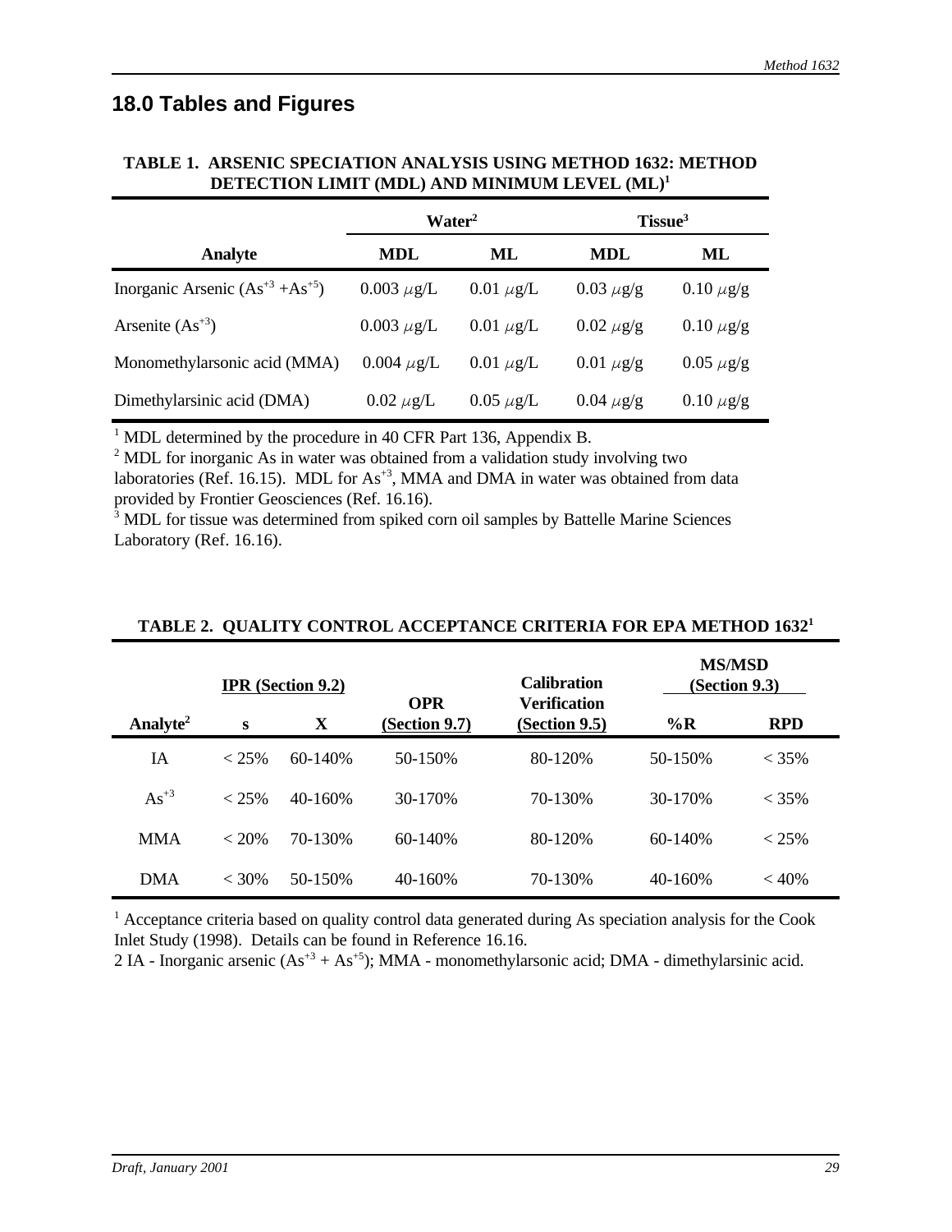## 18.0 Tables and Figures

**TABLE 1. ARSENIC SPECIATION ANALYSIS USING METHOD 1632: METHOD DETECTION LIMIT (MDL) AND MINIMUM LEVEL (ML)[1]**

| | Water[2] | | Tissue[3] | |
|---|---|---|---|---|
| **Analyte** | **MDL** | **ML** | **MDL** | **ML** |
| Inorganic Arsenic ($As^{+3}$ +$As^{+5}$) | 0.003 $\mu$g/L | 0.01 $\mu$g/L | 0.03 $\mu$g/g | 0.10 $\mu$g/g |
| Arsenite ($As^{+3}$) | 0.003 $\mu$g/L | 0.01 $\mu$g/L | 0.02 $\mu$g/g | 0.10 $\mu$g/g |
| Monomethylarsonic acid (MMA) | 0.004 $\mu$g/L | 0.01 $\mu$g/L | 0.01 $\mu$g/g | 0.05 $\mu$g/g |
| Dimethylarsinic acid (DMA) | 0.02 $\mu$g/L | 0.05 $\mu$g/L | 0.04 $\mu$g/g | 0.10 $\mu$g/g |

[1] MDL determined by the procedure in 40 CFR Part 136, Appendix B.
[2] MDL for inorganic As in water was obtained from a validation study involving two laboratories (Ref. 16.15). MDL for $As^{+3}$, MMA and DMA in water was obtained from data provided by Frontier Geosciences (Ref. 16.16).
[3] MDL for tissue was determined from spiked corn oil samples by Battelle Marine Sciences Laboratory (Ref. 16.16).

**TABLE 2. QUALITY CONTROL ACCEPTANCE CRITERIA FOR EPA METHOD 1632[1]**

| | IPR (Section 9.2) | | OPR (Section 9.7) | Calibration Verification (Section 9.5) | MS/MSD (Section 9.3) | |
|---|---|---|---|---|---|---|
| **Analyte[2]** | **s** | **X** | | | **%R** | **RPD** |
| IA | < 25% | 60-140% | 50-150% | 80-120% | 50-150% | < 35% |
| $As^{+3}$ | < 25% | 40-160% | 30-170% | 70-130% | 30-170% | < 35% |
| MMA | < 20% | 70-130% | 60-140% | 80-120% | 60-140% | < 25% |
| DMA | < 30% | 50-150% | 40-160% | 70-130% | 40-160% | < 40% |

[1] Acceptance criteria based on quality control data generated during As speciation analysis for the Cook Inlet Study (1998). Details can be found in Reference 16.16.
2 IA - Inorganic arsenic ($As^{+3}$ + $As^{+5}$); MMA - monomethylarsonic acid; DMA - dimethylarsinic acid.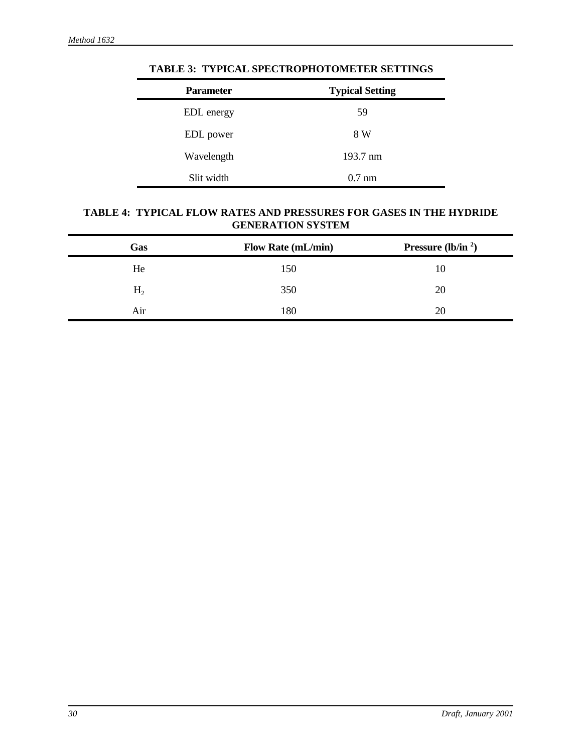**TABLE 3: TYPICAL SPECTROPHOTOMETER SETTINGS**

| Parameter | Typical Setting |
|---|---|
| EDL energy | 59 |
| EDL power | 8 W |
| Wavelength | 193.7 nm |
| Slit width | 0.7 nm |

**TABLE 4: TYPICAL FLOW RATES AND PRESSURES FOR GASES IN THE HYDRIDE GENERATION SYSTEM**

| Gas | Flow Rate (mL/min) | Pressure ($lb/in^2$) |
|---|---|---|
| He | 150 | 10 |
| $H_2$ | 350 | 20 |
| Air | 180 | 20 |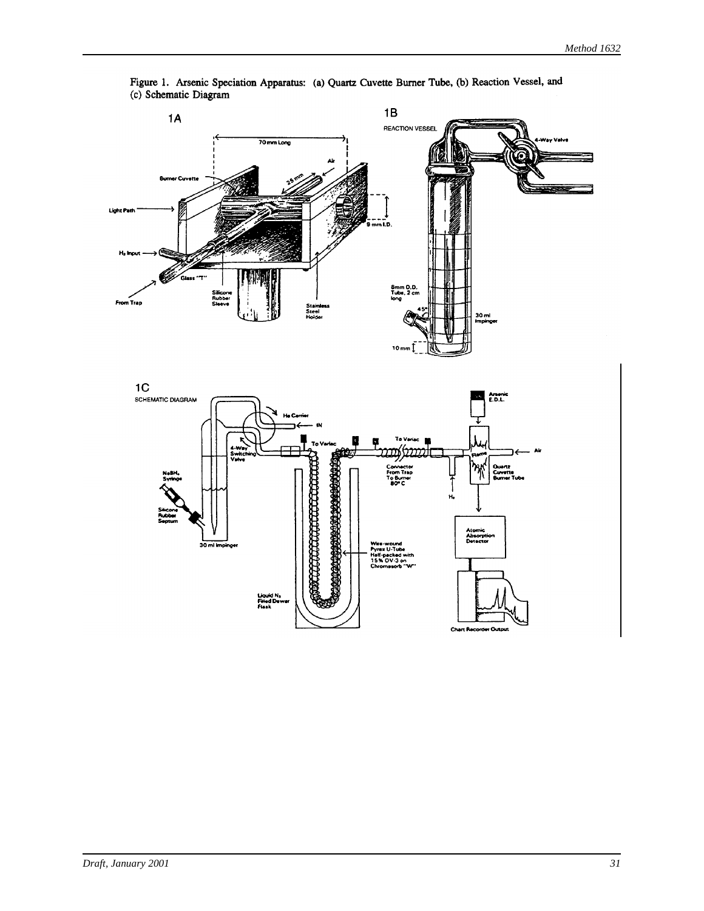Figure 1. Arsenic Speciation Apparatus: (a) Quartz Cuvette Burner Tube, (b) Reaction Vessel, and (c) Schematic Diagram

1A

70 mm Long

Air

25 mm

Burner Cuvette

Light Path

9 mm I.D.

$H_2$ Input

Glass "T"

From Trap

Silicone Rubber Sleeve

Stainless Steel Holder

1B

REACTION VESSEL

4-Way Valve

8mm O.D. Tube, 2 cm long

45°

30 ml Impinger

10 mm

1C

SCHEMATIC DIAGRAM

He Carrier

$N$

4-Way Switching Valve

To Variac

To Variac

$NaBH_4$ Syringe

Silicone Rubber Septum

30 ml Impinger

Connector From Trap To Burner 80° C

Arsenic E.D.L.

Flame

Air

Quartz Cuvette Burner Tube

$H_2$

Atomic Absorption Detector

Wire-wound Pyrex U-Tube Half-packed with 15% OV-3 on Chromosorb "W"

Liquid $N_2$ Filled Dewar Flask

Chart Recorder Output